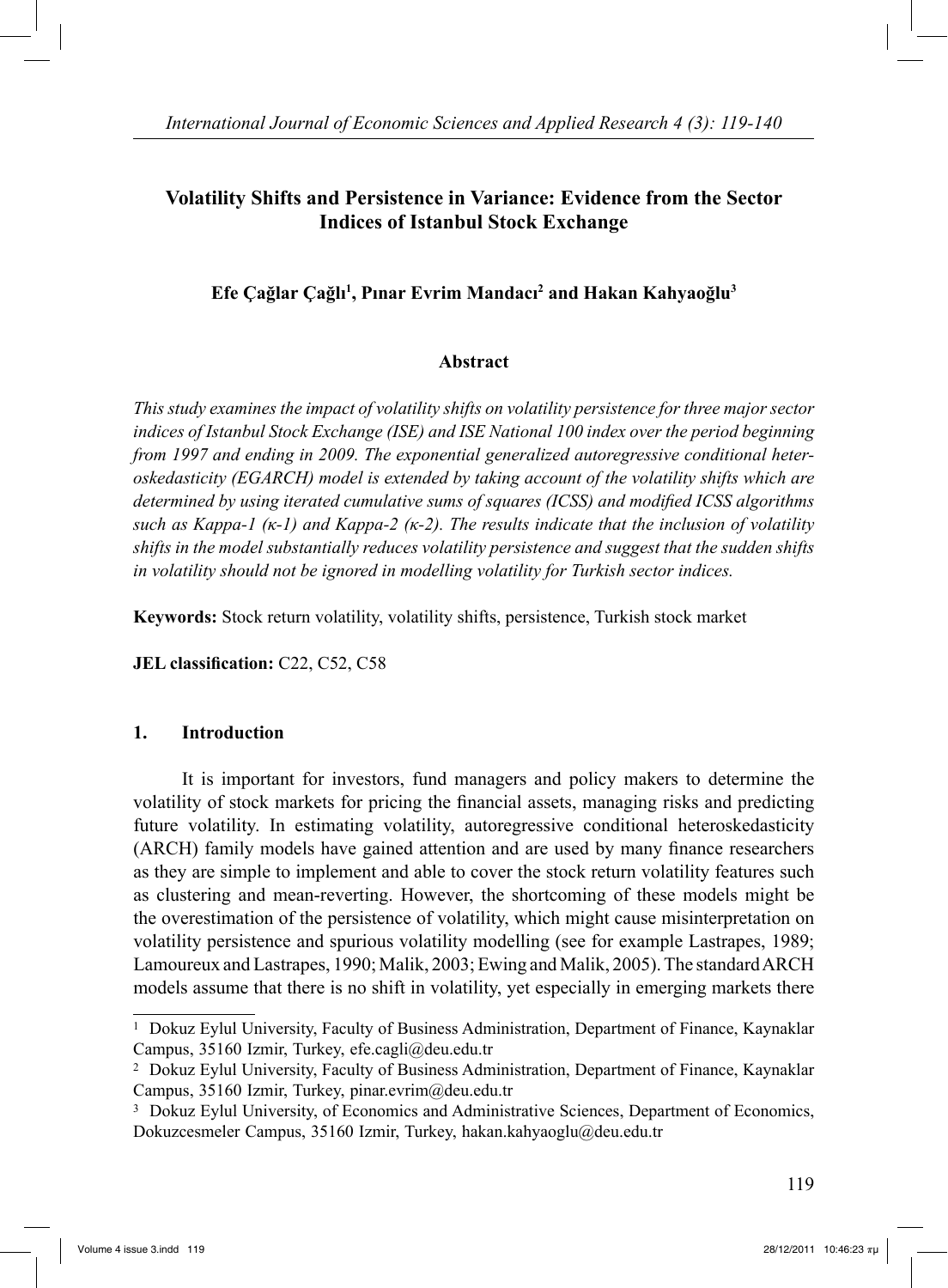# Volatility Shifts and Persistence in Variance: Evidence from the Sector Indices of Istanbul Stock Exchange

**Efe Çağlar Çağlı[1], Pınar Evrim Mandacı[2] and Hakan Kahyaoğlu[3]**

## Abstract

*This study examines the impact of volatility shifts on volatility persistence for three major sector indices of Istanbul Stock Exchange (ISE) and ISE National 100 index over the period beginning from 1997 and ending in 2009. The exponential generalized autoregressive conditional heteroskedasticity (EGARCH) model is extended by taking account of the volatility shifts which are determined by using iterated cumulative sums of squares (ICSS) and modified ICSS algorithms such as Kappa-1 (κ-1) and Kappa-2 (κ-2). The results indicate that the inclusion of volatility shifts in the model substantially reduces volatility persistence and suggest that the sudden shifts in volatility should not be ignored in modelling volatility for Turkish sector indices.*

**Keywords:** Stock return volatility, volatility shifts, persistence, Turkish stock market

**JEL classification:** C22, C52, C58

## 1. Introduction

It is important for investors, fund managers and policy makers to determine the volatility of stock markets for pricing the financial assets, managing risks and predicting future volatility. In estimating volatility, autoregressive conditional heteroskedasticity (ARCH) family models have gained attention and are used by many finance researchers as they are simple to implement and able to cover the stock return volatility features such as clustering and mean-reverting. However, the shortcoming of these models might be the overestimation of the persistence of volatility, which might cause misinterpretation on volatility persistence and spurious volatility modelling (see for example Lastrapes, 1989; Lamoureux and Lastrapes, 1990; Malik, 2003; Ewing and Malik, 2005). The standard ARCH models assume that there is no shift in volatility, yet especially in emerging markets there

---

[1] Dokuz Eylul University, Faculty of Business Administration, Department of Finance, Kaynaklar Campus, 35160 Izmir, Turkey, efe.cagli@deu.edu.tr

[2] Dokuz Eylul University, Faculty of Business Administration, Department of Finance, Kaynaklar Campus, 35160 Izmir, Turkey, pinar.evrim@deu.edu.tr

[3] Dokuz Eylul University, of Economics and Administrative Sciences, Department of Economics, Dokuzcesmeler Campus, 35160 Izmir, Turkey, hakan.kahyaoglu@deu.edu.tr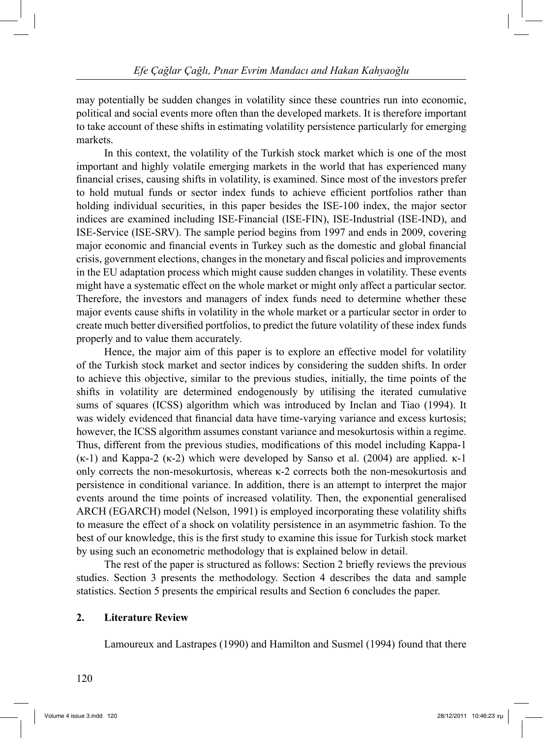may potentially be sudden changes in volatility since these countries run into economic, political and social events more often than the developed markets. It is therefore important to take account of these shifts in estimating volatility persistence particularly for emerging markets.

In this context, the volatility of the Turkish stock market which is one of the most important and highly volatile emerging markets in the world that has experienced many financial crises, causing shifts in volatility, is examined. Since most of the investors prefer to hold mutual funds or sector index funds to achieve efficient portfolios rather than holding individual securities, in this paper besides the ISE-100 index, the major sector indices are examined including ISE-Financial (ISE-FIN), ISE-Industrial (ISE-IND), and ISE-Service (ISE-SRV). The sample period begins from 1997 and ends in 2009, covering major economic and financial events in Turkey such as the domestic and global financial crisis, government elections, changes in the monetary and fiscal policies and improvements in the EU adaptation process which might cause sudden changes in volatility. These events might have a systematic effect on the whole market or might only affect a particular sector. Therefore, the investors and managers of index funds need to determine whether these major events cause shifts in volatility in the whole market or a particular sector in order to create much better diversified portfolios, to predict the future volatility of these index funds properly and to value them accurately.

Hence, the major aim of this paper is to explore an effective model for volatility of the Turkish stock market and sector indices by considering the sudden shifts. In order to achieve this objective, similar to the previous studies, initially, the time points of the shifts in volatility are determined endogenously by utilising the iterated cumulative sums of squares (ICSS) algorithm which was introduced by Inclan and Tiao (1994). It was widely evidenced that financial data have time-varying variance and excess kurtosis; however, the ICSS algorithm assumes constant variance and mesokurtosis within a regime. Thus, different from the previous studies, modifications of this model including Kappa-1 ($\kappa$-1) and Kappa-2 ($\kappa$-2) which were developed by Sanso et al. (2004) are applied. $\kappa$-1 only corrects the non-mesokurtosis, whereas $\kappa$-2 corrects both the non-mesokurtosis and persistence in conditional variance. In addition, there is an attempt to interpret the major events around the time points of increased volatility. Then, the exponential generalised ARCH (EGARCH) model (Nelson, 1991) is employed incorporating these volatility shifts to measure the effect of a shock on volatility persistence in an asymmetric fashion. To the best of our knowledge, this is the first study to examine this issue for Turkish stock market by using such an econometric methodology that is explained below in detail.

The rest of the paper is structured as follows: Section 2 briefly reviews the previous studies. Section 3 presents the methodology. Section 4 describes the data and sample statistics. Section 5 presents the empirical results and Section 6 concludes the paper.

## 2. Literature Review

Lamoureux and Lastrapes (1990) and Hamilton and Susmel (1994) found that there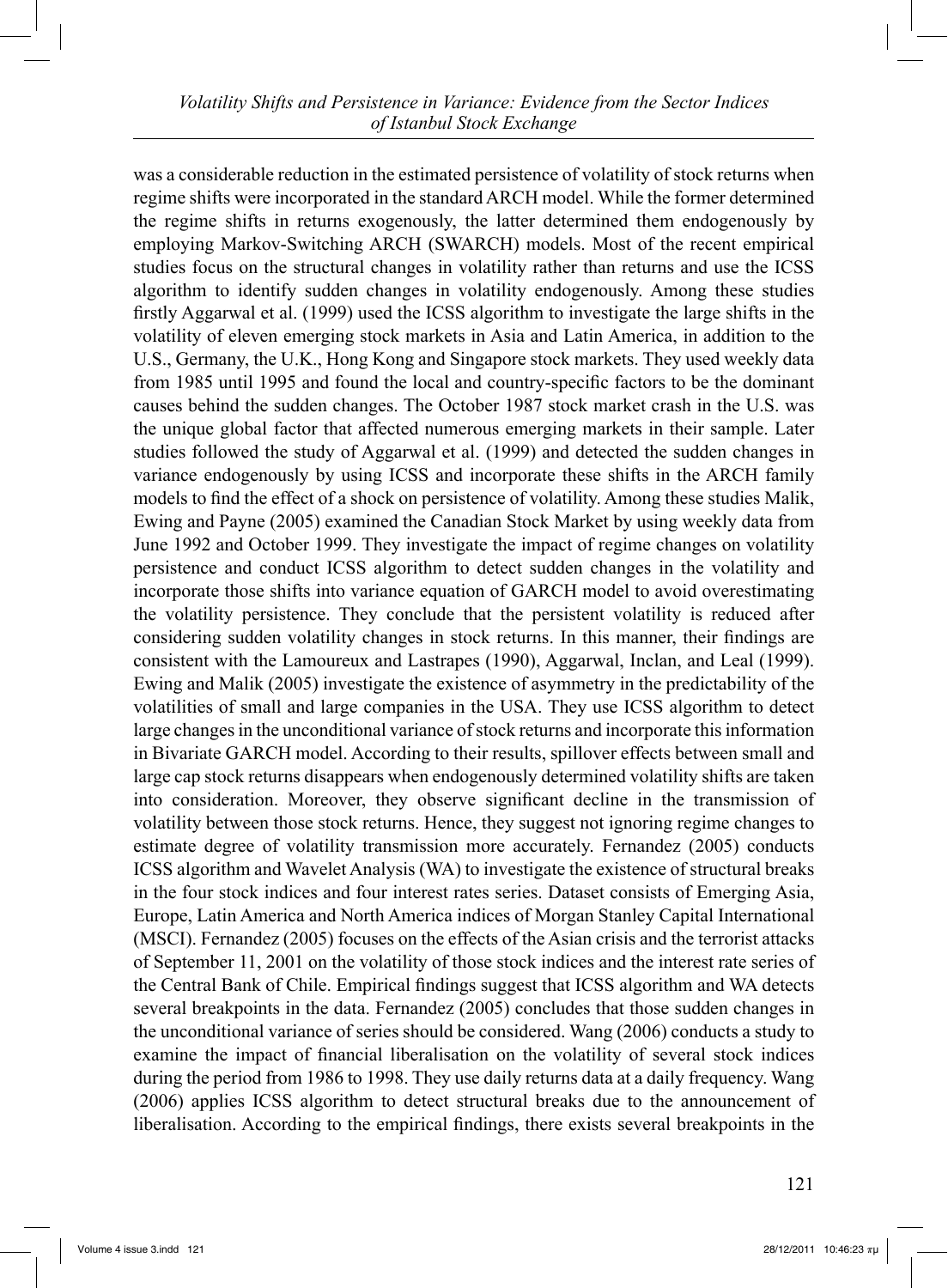was a considerable reduction in the estimated persistence of volatility of stock returns when regime shifts were incorporated in the standard ARCH model. While the former determined the regime shifts in returns exogenously, the latter determined them endogenously by employing Markov-Switching ARCH (SWARCH) models. Most of the recent empirical studies focus on the structural changes in volatility rather than returns and use the ICSS algorithm to identify sudden changes in volatility endogenously. Among these studies firstly Aggarwal et al. (1999) used the ICSS algorithm to investigate the large shifts in the volatility of eleven emerging stock markets in Asia and Latin America, in addition to the U.S., Germany, the U.K., Hong Kong and Singapore stock markets. They used weekly data from 1985 until 1995 and found the local and country-specific factors to be the dominant causes behind the sudden changes. The October 1987 stock market crash in the U.S. was the unique global factor that affected numerous emerging markets in their sample. Later studies followed the study of Aggarwal et al. (1999) and detected the sudden changes in variance endogenously by using ICSS and incorporate these shifts in the ARCH family models to find the effect of a shock on persistence of volatility. Among these studies Malik, Ewing and Payne (2005) examined the Canadian Stock Market by using weekly data from June 1992 and October 1999. They investigate the impact of regime changes on volatility persistence and conduct ICSS algorithm to detect sudden changes in the volatility and incorporate those shifts into variance equation of GARCH model to avoid overestimating the volatility persistence. They conclude that the persistent volatility is reduced after considering sudden volatility changes in stock returns. In this manner, their findings are consistent with the Lamoureux and Lastrapes (1990), Aggarwal, Inclan, and Leal (1999). Ewing and Malik (2005) investigate the existence of asymmetry in the predictability of the volatilities of small and large companies in the USA. They use ICSS algorithm to detect large changes in the unconditional variance of stock returns and incorporate this information in Bivariate GARCH model. According to their results, spillover effects between small and large cap stock returns disappears when endogenously determined volatility shifts are taken into consideration. Moreover, they observe significant decline in the transmission of volatility between those stock returns. Hence, they suggest not ignoring regime changes to estimate degree of volatility transmission more accurately. Fernandez (2005) conducts ICSS algorithm and Wavelet Analysis (WA) to investigate the existence of structural breaks in the four stock indices and four interest rates series. Dataset consists of Emerging Asia, Europe, Latin America and North America indices of Morgan Stanley Capital International (MSCI). Fernandez (2005) focuses on the effects of the Asian crisis and the terrorist attacks of September 11, 2001 on the volatility of those stock indices and the interest rate series of the Central Bank of Chile. Empirical findings suggest that ICSS algorithm and WA detects several breakpoints in the data. Fernandez (2005) concludes that those sudden changes in the unconditional variance of series should be considered. Wang (2006) conducts a study to examine the impact of financial liberalisation on the volatility of several stock indices during the period from 1986 to 1998. They use daily returns data at a daily frequency. Wang (2006) applies ICSS algorithm to detect structural breaks due to the announcement of liberalisation. According to the empirical findings, there exists several breakpoints in the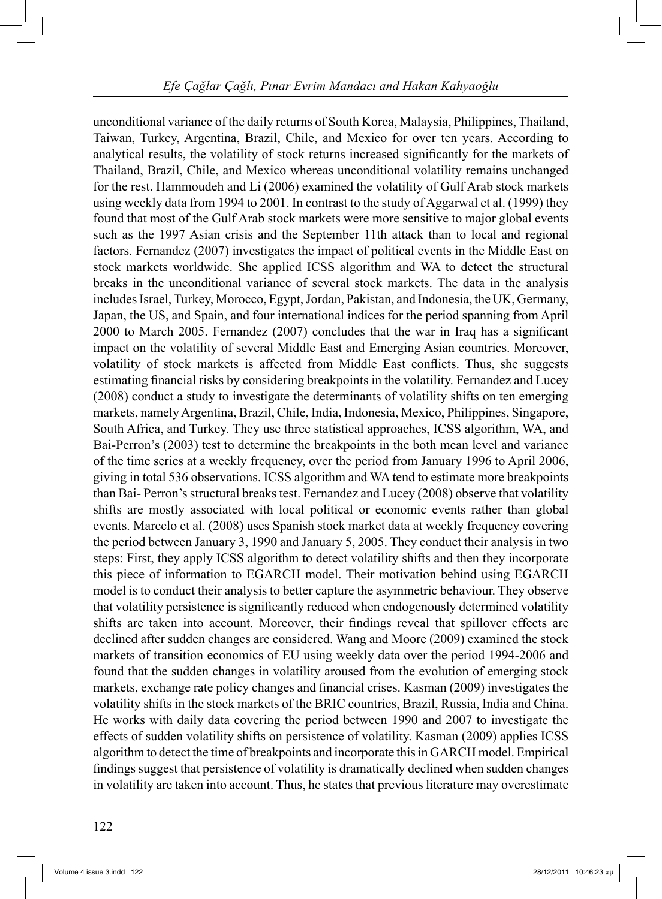unconditional variance of the daily returns of South Korea, Malaysia, Philippines, Thailand, Taiwan, Turkey, Argentina, Brazil, Chile, and Mexico for over ten years. According to analytical results, the volatility of stock returns increased significantly for the markets of Thailand, Brazil, Chile, and Mexico whereas unconditional volatility remains unchanged for the rest. Hammoudeh and Li (2006) examined the volatility of Gulf Arab stock markets using weekly data from 1994 to 2001. In contrast to the study of Aggarwal et al. (1999) they found that most of the Gulf Arab stock markets were more sensitive to major global events such as the 1997 Asian crisis and the September 11th attack than to local and regional factors. Fernandez (2007) investigates the impact of political events in the Middle East on stock markets worldwide. She applied ICSS algorithm and WA to detect the structural breaks in the unconditional variance of several stock markets. The data in the analysis includes Israel, Turkey, Morocco, Egypt, Jordan, Pakistan, and Indonesia, the UK, Germany, Japan, the US, and Spain, and four international indices for the period spanning from April 2000 to March 2005. Fernandez (2007) concludes that the war in Iraq has a significant impact on the volatility of several Middle East and Emerging Asian countries. Moreover, volatility of stock markets is affected from Middle East conflicts. Thus, she suggests estimating financial risks by considering breakpoints in the volatility. Fernandez and Lucey (2008) conduct a study to investigate the determinants of volatility shifts on ten emerging markets, namely Argentina, Brazil, Chile, India, Indonesia, Mexico, Philippines, Singapore, South Africa, and Turkey. They use three statistical approaches, ICSS algorithm, WA, and Bai-Perron's (2003) test to determine the breakpoints in the both mean level and variance of the time series at a weekly frequency, over the period from January 1996 to April 2006, giving in total 536 observations. ICSS algorithm and WA tend to estimate more breakpoints than Bai- Perron's structural breaks test. Fernandez and Lucey (2008) observe that volatility shifts are mostly associated with local political or economic events rather than global events. Marcelo et al. (2008) uses Spanish stock market data at weekly frequency covering the period between January 3, 1990 and January 5, 2005. They conduct their analysis in two steps: First, they apply ICSS algorithm to detect volatility shifts and then they incorporate this piece of information to EGARCH model. Their motivation behind using EGARCH model is to conduct their analysis to better capture the asymmetric behaviour. They observe that volatility persistence is significantly reduced when endogenously determined volatility shifts are taken into account. Moreover, their findings reveal that spillover effects are declined after sudden changes are considered. Wang and Moore (2009) examined the stock markets of transition economics of EU using weekly data over the period 1994-2006 and found that the sudden changes in volatility aroused from the evolution of emerging stock markets, exchange rate policy changes and financial crises. Kasman (2009) investigates the volatility shifts in the stock markets of the BRIC countries, Brazil, Russia, India and China. He works with daily data covering the period between 1990 and 2007 to investigate the effects of sudden volatility shifts on persistence of volatility. Kasman (2009) applies ICSS algorithm to detect the time of breakpoints and incorporate this in GARCH model. Empirical findings suggest that persistence of volatility is dramatically declined when sudden changes in volatility are taken into account. Thus, he states that previous literature may overestimate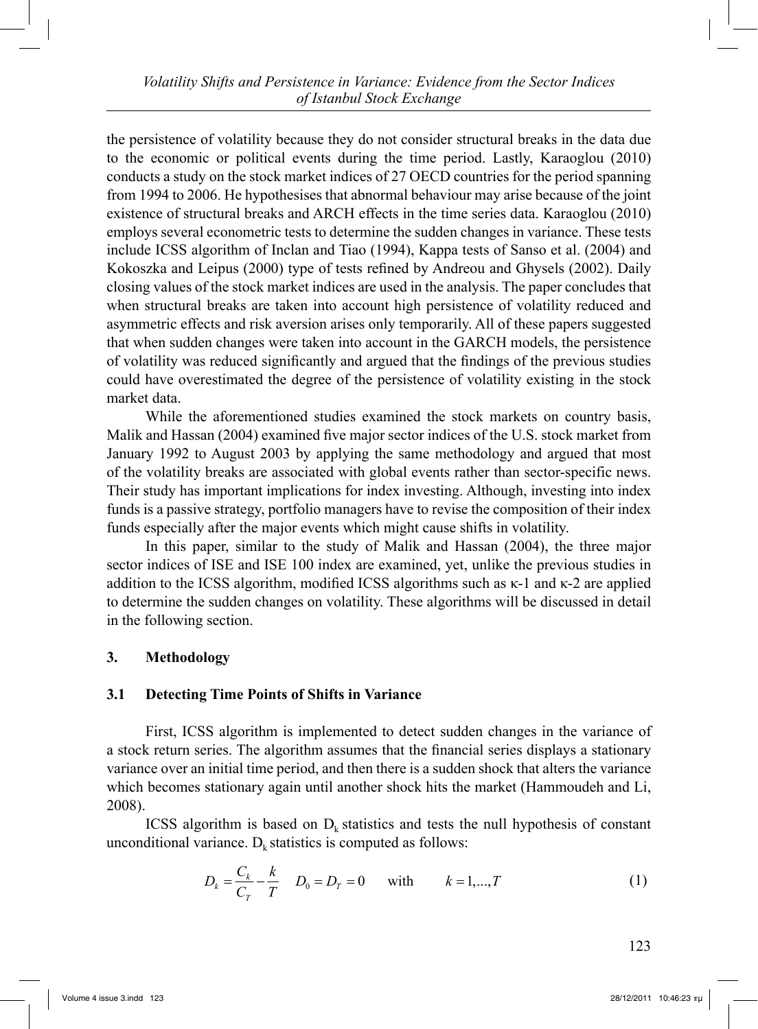the persistence of volatility because they do not consider structural breaks in the data due to the economic or political events during the time period. Lastly, Karaoglou (2010) conducts a study on the stock market indices of 27 OECD countries for the period spanning from 1994 to 2006. He hypothesises that abnormal behaviour may arise because of the joint existence of structural breaks and ARCH effects in the time series data. Karaoglou (2010) employs several econometric tests to determine the sudden changes in variance. These tests include ICSS algorithm of Inclan and Tiao (1994), Kappa tests of Sanso et al. (2004) and Kokoszka and Leipus (2000) type of tests refined by Andreou and Ghysels (2002). Daily closing values of the stock market indices are used in the analysis. The paper concludes that when structural breaks are taken into account high persistence of volatility reduced and asymmetric effects and risk aversion arises only temporarily. All of these papers suggested that when sudden changes were taken into account in the GARCH models, the persistence of volatility was reduced significantly and argued that the findings of the previous studies could have overestimated the degree of the persistence of volatility existing in the stock market data.

While the aforementioned studies examined the stock markets on country basis, Malik and Hassan (2004) examined five major sector indices of the U.S. stock market from January 1992 to August 2003 by applying the same methodology and argued that most of the volatility breaks are associated with global events rather than sector-specific news. Their study has important implications for index investing. Although, investing into index funds is a passive strategy, portfolio managers have to revise the composition of their index funds especially after the major events which might cause shifts in volatility.

In this paper, similar to the study of Malik and Hassan (2004), the three major sector indices of ISE and ISE 100 index are examined, yet, unlike the previous studies in addition to the ICSS algorithm, modified ICSS algorithms such as κ-1 and κ-2 are applied to determine the sudden changes on volatility. These algorithms will be discussed in detail in the following section.

## 3. Methodology

### 3.1 Detecting Time Points of Shifts in Variance

First, ICSS algorithm is implemented to detect sudden changes in the variance of a stock return series. The algorithm assumes that the financial series displays a stationary variance over an initial time period, and then there is a sudden shock that alters the variance which becomes stationary again until another shock hits the market (Hammoudeh and Li, 2008).

ICSS algorithm is based on $D_k$ statistics and tests the null hypothesis of constant unconditional variance. $D_k$ statistics is computed as follows:

$$D_k = \frac{C_k}{C_T} - \frac{k}{T} \quad D_0 = D_T = 0 \quad \text{with} \quad k = 1,...,T \tag{1}$$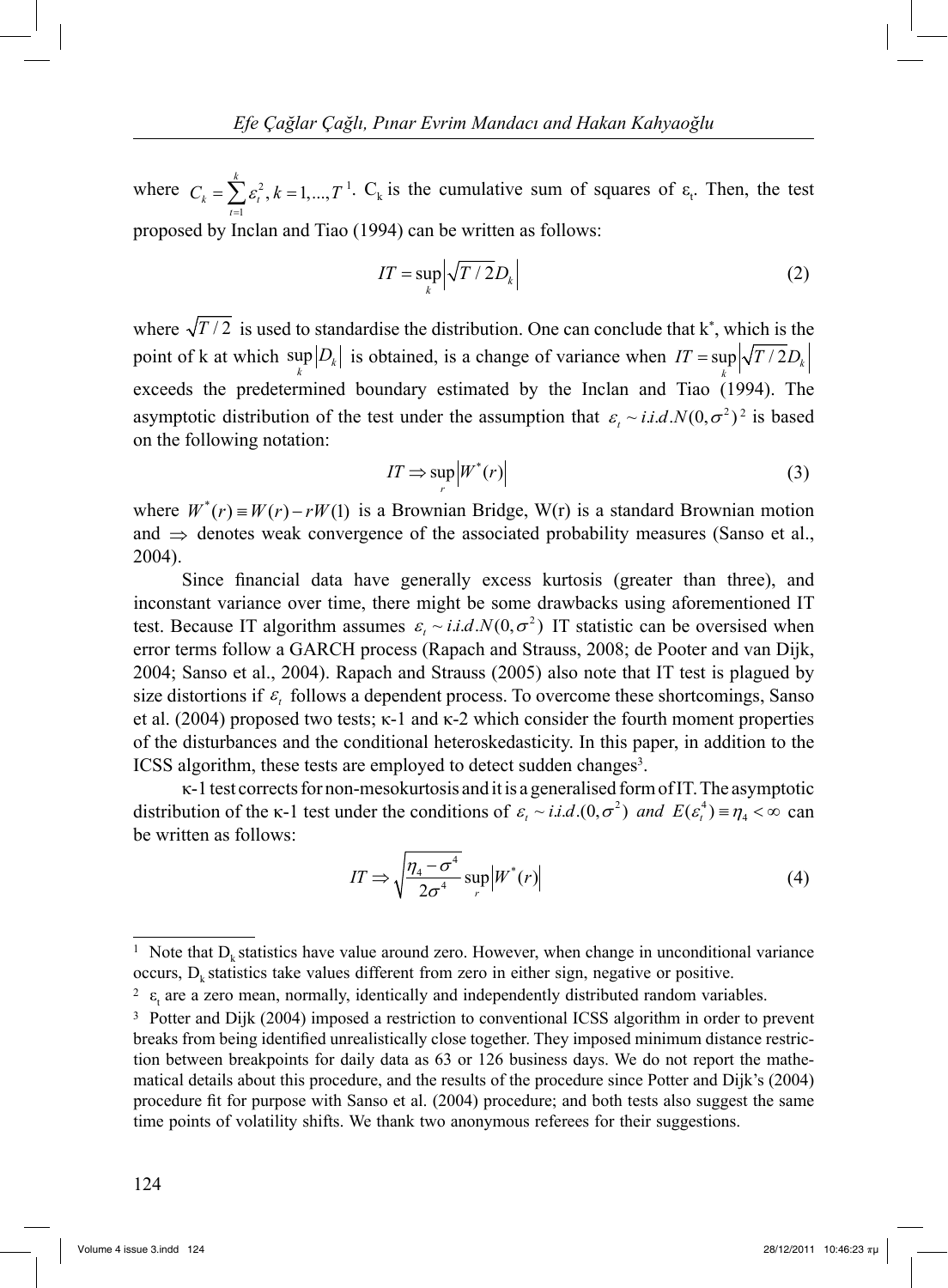where $C_k = \sum_{t=1}^{k} \varepsilon_t^2, k = 1,...,T$ [1]. $C_k$ is the cumulative sum of squares of $\varepsilon_t$. Then, the test proposed by Inclan and Tiao (1994) can be written as follows:

$$IT = \sup_k \left| \sqrt{T/2} D_k \right| \tag{2}$$

where $\sqrt{T/2}$ is used to standardise the distribution. One can conclude that $k^*$, which is the point of k at which $\sup_k |D_k|$ is obtained, is a change of variance when $IT = \sup_k \left| \sqrt{T/2} D_k \right|$ exceeds the predetermined boundary estimated by the Inclan and Tiao (1994). The asymptotic distribution of the test under the assumption that $\varepsilon_t \sim i.i.d.N(0,\sigma^2)$ [2] is based on the following notation:

$$IT \Rightarrow \sup_r \left| W^*(r) \right| \tag{3}$$

where $W^*(r) \equiv W(r) - rW(1)$ is a Brownian Bridge, W(r) is a standard Brownian motion and $\Rightarrow$ denotes weak convergence of the associated probability measures (Sanso et al., 2004).

Since financial data have generally excess kurtosis (greater than three), and inconstant variance over time, there might be some drawbacks using aforementioned IT test. Because IT algorithm assumes $\varepsilon_t \sim i.i.d.N(0,\sigma^2)$ IT statistic can be oversised when error terms follow a GARCH process (Rapach and Strauss, 2008; de Pooter and van Dijk, 2004; Sanso et al., 2004). Rapach and Strauss (2005) also note that IT test is plagued by size distortions if $\varepsilon_t$ follows a dependent process. To overcome these shortcomings, Sanso et al. (2004) proposed two tests; κ-1 and κ-2 which consider the fourth moment properties of the disturbances and the conditional heteroskedasticity. In this paper, in addition to the ICSS algorithm, these tests are employed to detect sudden changes[3].

κ-1 test corrects for non-mesokurtosis and it is a generalised form of IT. The asymptotic distribution of the κ-1 test under the conditions of $\varepsilon_t \sim i.i.d.(0,\sigma^2)$ *and* $E(\varepsilon_t^4) \equiv \eta_4 < \infty$ can be written as follows:

$$IT \Rightarrow \sqrt{\frac{\eta_4 - \sigma^4}{2\sigma^4}} \sup_r \left| W^*(r) \right| \tag{4}$$

---

[1] Note that $D_k$ statistics have value around zero. However, when change in unconditional variance occurs, $D_k$ statistics take values different from zero in either sign, negative or positive.

[2] $\varepsilon_t$ are a zero mean, normally, identically and independently distributed random variables.

[3] Potter and Dijk (2004) imposed a restriction to conventional ICSS algorithm in order to prevent breaks from being identified unrealistically close together. They imposed minimum distance restriction between breakpoints for daily data as 63 or 126 business days. We do not report the mathematical details about this procedure, and the results of the procedure since Potter and Dijk's (2004) procedure fit for purpose with Sanso et al. (2004) procedure; and both tests also suggest the same time points of volatility shifts. We thank two anonymous referees for their suggestions.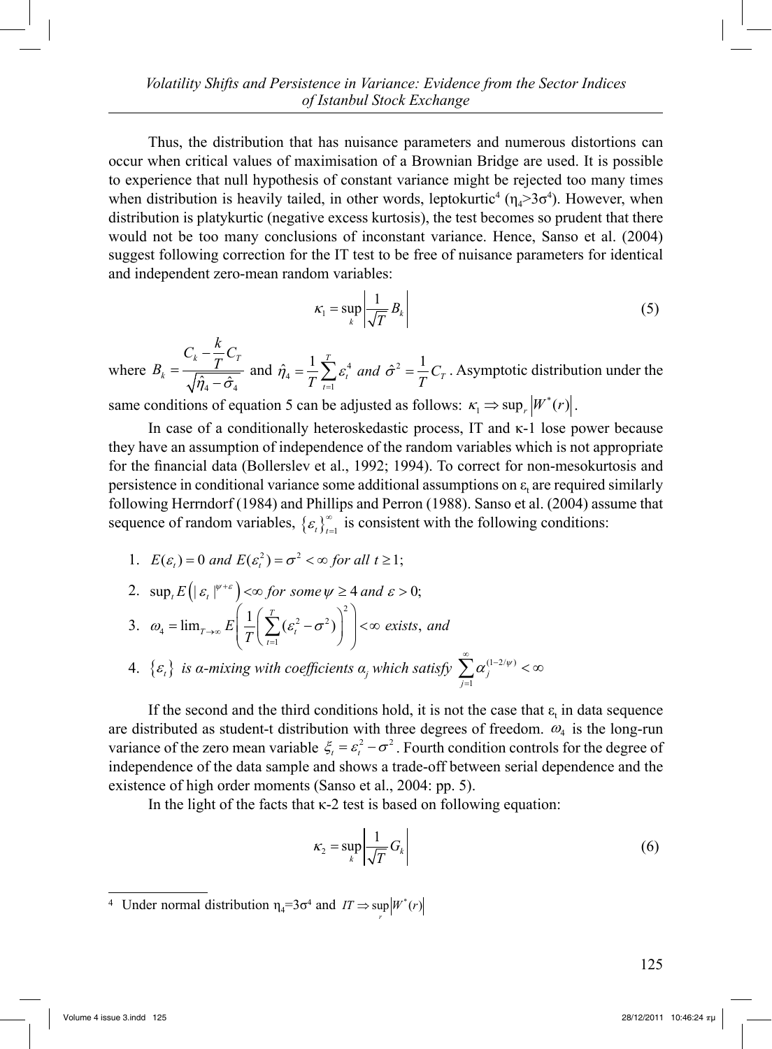Thus, the distribution that has nuisance parameters and numerous distortions can occur when critical values of maximisation of a Brownian Bridge are used. It is possible to experience that null hypothesis of constant variance might be rejected too many times when distribution is heavily tailed, in other words, leptokurtic[4] ($\eta_4 > 3\sigma^4$). However, when distribution is platykurtic (negative excess kurtosis), the test becomes so prudent that there would not be too many conclusions of inconstant variance. Hence, Sanso et al. (2004) suggest following correction for the IT test to be free of nuisance parameters for identical and independent zero-mean random variables:

$$\kappa_1 = \sup_k \left| \frac{1}{\sqrt{T}} B_k \right| \tag{5}$$

where $B_k = \dfrac{C_k - \frac{k}{T} C_T}{\sqrt{\hat{\eta}_4 - \hat{\sigma}_4}}$ and $\hat{\eta}_4 = \dfrac{1}{T} \sum_{t=1}^{T} \varepsilon_t^4$ *and* $\hat{\sigma}^2 = \dfrac{1}{T} C_T$. Asymptotic distribution under the same conditions of equation 5 can be adjusted as follows: $\kappa_1 \Rightarrow \sup_r \left| W^*(r) \right|$.

In case of a conditionally heteroskedastic process, IT and κ-1 lose power because they have an assumption of independence of the random variables which is not appropriate for the financial data (Bollerslev et al., 1992; 1994). To correct for non-mesokurtosis and persistence in conditional variance some additional assumptions on $\varepsilon_t$ are required similarly following Herrndorf (1984) and Phillips and Perron (1988). Sanso et al. (2004) assume that sequence of random variables, $\{\varepsilon_t\}_{t=1}^{\infty}$ is consistent with the following conditions:

1. $E(\varepsilon_t) = 0$ *and* $E(\varepsilon_t^2) = \sigma^2 < \infty$ *for all* $t \geq 1$;
2. $\sup_t E\left( |\varepsilon_t|^{\psi + \varepsilon} \right) < \infty$ *for some* $\psi \geq 4$ *and* $\varepsilon > 0$;
3. $\omega_4 = \lim_{T \to \infty} E\left( \dfrac{1}{T} \left( \sum_{t=1}^{T} (\varepsilon_t^2 - \sigma^2) \right)^2 \right) < \infty$ *exists*, *and*
4. $\{\varepsilon_t\}$ *is α-mixing with coefficients* $\alpha_j$ *which satisfy* $\sum_{j=1}^{\infty} \alpha_j^{(1-2/\psi)} < \infty$

If the second and the third conditions hold, it is not the case that $\varepsilon_t$ in data sequence are distributed as student-t distribution with three degrees of freedom. $\omega_4$ is the long-run variance of the zero mean variable $\xi_t = \varepsilon_t^2 - \sigma^2$. Fourth condition controls for the degree of independence of the data sample and shows a trade-off between serial dependence and the existence of high order moments (Sanso et al., 2004: pp. 5).

In the light of the facts that κ-2 test is based on following equation:

$$\kappa_2 = \sup_k \left| \frac{1}{\sqrt{T}} G_k \right| \tag{6}$$

---

[4] Under normal distribution $\eta_4 = 3\sigma^4$ and $IT \Rightarrow \sup_r \left| W^*(r) \right|$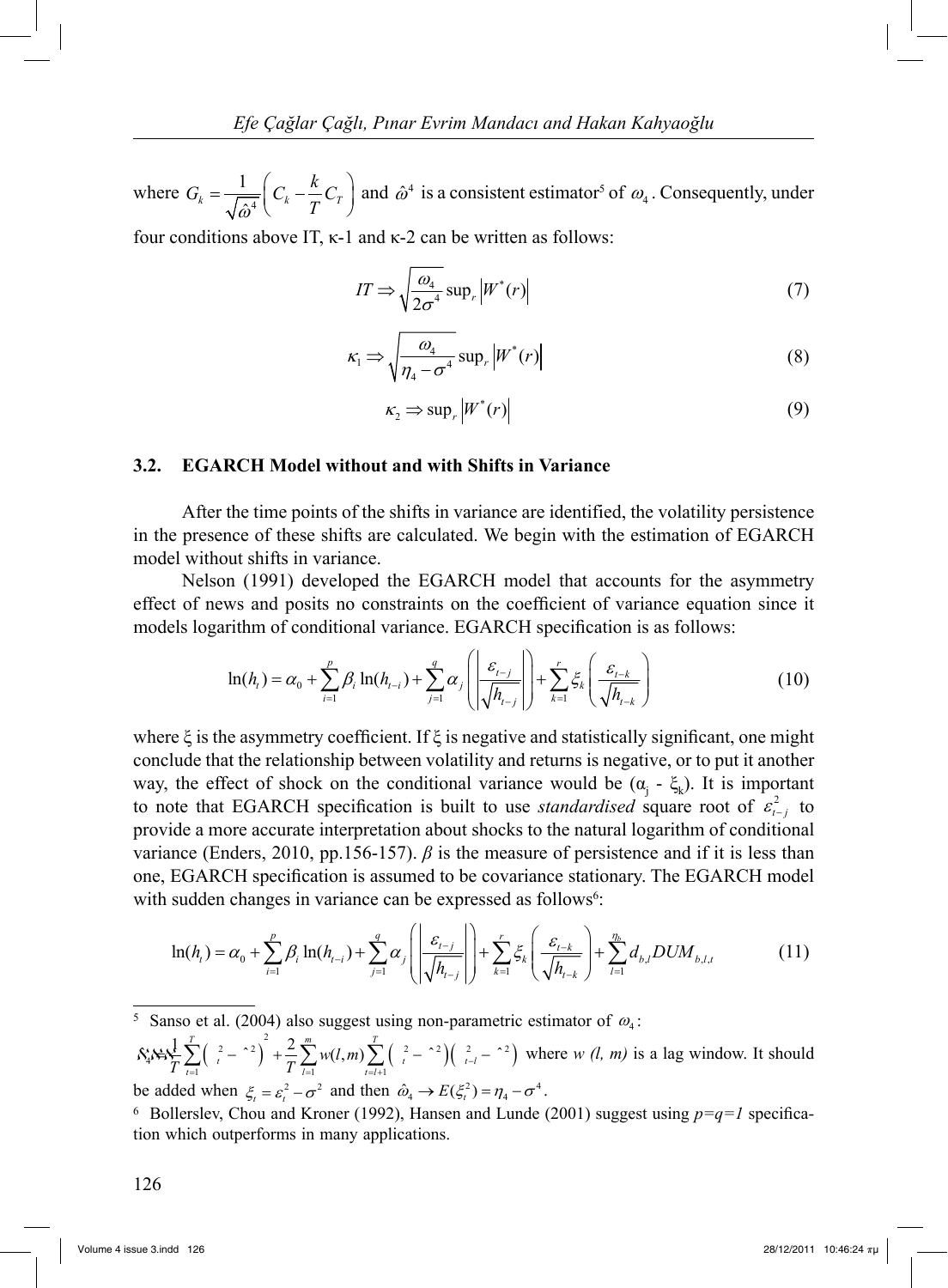where $G_k = \frac{1}{\sqrt{\hat{\omega}^4}}\left( C_k - \frac{k}{T} C_T \right)$ and $\hat{\omega}^4$ is a consistent estimator[5] of $\omega_4$. Consequently, under four conditions above IT, κ-1 and κ-2 can be written as follows:

$$IT \Rightarrow \sqrt{\frac{\omega_4}{2\sigma^4}} \sup_r \left| W^*(r) \right| \tag{7}$$

$$\kappa_1 \Rightarrow \sqrt{\frac{\omega_4}{\eta_4 - \sigma^4}} \sup_r \left| W^*(r) \right| \tag{8}$$

$$\kappa_2 \Rightarrow \sup_r \left| W^*(r) \right| \tag{9}$$

### 3.2. EGARCH Model without and with Shifts in Variance

After the time points of the shifts in variance are identified, the volatility persistence in the presence of these shifts are calculated. We begin with the estimation of EGARCH model without shifts in variance.

Nelson (1991) developed the EGARCH model that accounts for the asymmetry effect of news and posits no constraints on the coefficient of variance equation since it models logarithm of conditional variance. EGARCH specification is as follows:

$$\ln(h_t) = \alpha_0 + \sum_{i=1}^{p} \beta_i \ln(h_{t-i}) + \sum_{j=1}^{q} \alpha_j \left( \left| \frac{\varepsilon_{t-j}}{\sqrt{h_{t-j}}} \right| \right) + \sum_{k=1}^{r} \xi_k \left( \frac{\varepsilon_{t-k}}{\sqrt{h_{t-k}}} \right) \tag{10}$$

where ξ is the asymmetry coefficient. If ξ is negative and statistically significant, one might conclude that the relationship between volatility and returns is negative, or to put it another way, the effect of shock on the conditional variance would be ($\alpha_j$ - $\xi_k$). It is important to note that EGARCH specification is built to use *standardised* square root of $\varepsilon_{t-j}^2$ to provide a more accurate interpretation about shocks to the natural logarithm of conditional variance (Enders, 2010, pp.156-157). *β* is the measure of persistence and if it is less than one, EGARCH specification is assumed to be covariance stationary. The EGARCH model with sudden changes in variance can be expressed as follows[6]:

$$\ln(h_t) = \alpha_0 + \sum_{i=1}^{p} \beta_i \ln(h_{t-i}) + \sum_{j=1}^{q} \alpha_j \left( \left| \frac{\varepsilon_{t-j}}{\sqrt{h_{t-j}}} \right| \right) + \sum_{k=1}^{r} \xi_k \left( \frac{\varepsilon_{t-k}}{\sqrt{h_{t-k}}} \right) + \sum_{l=1}^{\eta_b} d_{b,l} DUM_{b,l,t} \tag{11}$$

---

[5] Sanso et al. (2004) also suggest using non-parametric estimator of $\omega_4$:

$\hat{\omega}_4 = \frac{1}{T}\sum_{t=1}^{T}\left( \varepsilon_t^2 - \hat{\sigma}^2 \right)^2 + \frac{2}{T}\sum_{l=1}^{m} w(l,m) \sum_{t=l+1}^{T} \left( \varepsilon_t^2 - \hat{\sigma}^2 \right)\left( \varepsilon_{t-l}^2 - \hat{\sigma}^2 \right)$ where *w (l, m)* is a lag window. It should be added when $\xi_t = \varepsilon_t^2 - \sigma^2$ and then $\hat{\omega}_4 \to E(\xi_t^2) = \eta_4 - \sigma^4$.

[6] Bollerslev, Chou and Kroner (1992), Hansen and Lunde (2001) suggest using *p=q=1* specification which outperforms in many applications.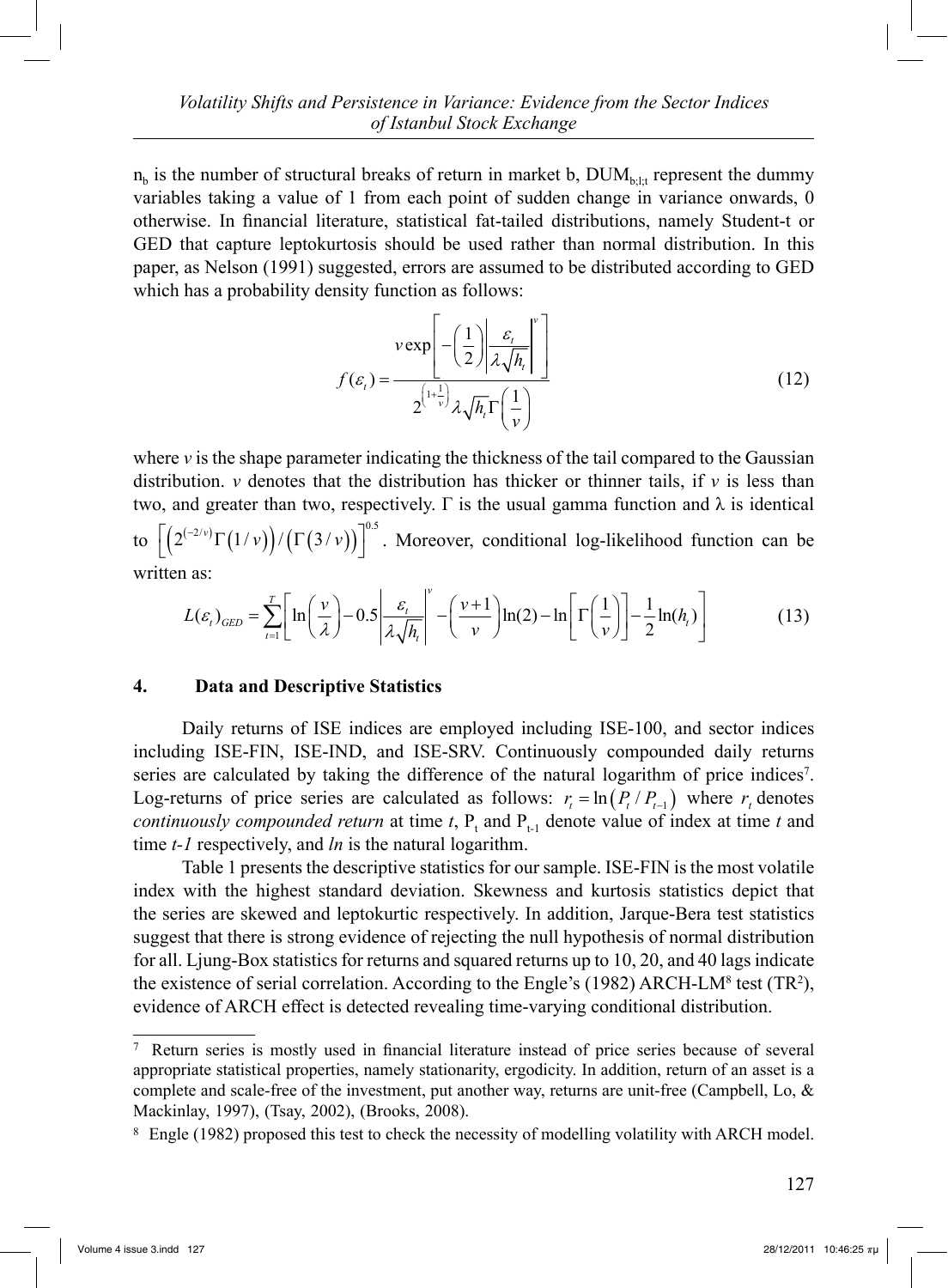$n_b$ is the number of structural breaks of return in market b, $DUM_{b;l;t}$ represent the dummy variables taking a value of 1 from each point of sudden change in variance onwards, 0 otherwise. In financial literature, statistical fat-tailed distributions, namely Student-t or GED that capture leptokurtosis should be used rather than normal distribution. In this paper, as Nelson (1991) suggested, errors are assumed to be distributed according to GED which has a probability density function as follows:

$$f(\varepsilon_t) = \frac{v \exp\left[-\left(\frac{1}{2}\right)\left|\frac{\varepsilon_t}{\lambda\sqrt{h_t}}\right|^v\right]}{2^{\left(1+\frac{1}{v}\right)}\lambda\sqrt{h_t}\,\Gamma\left(\frac{1}{v}\right)} \tag{12}$$

where $v$ is the shape parameter indicating the thickness of the tail compared to the Gaussian distribution. $v$ denotes that the distribution has thicker or thinner tails, if $v$ is less than two, and greater than two, respectively. $\Gamma$ is the usual gamma function and $\lambda$ is identical to $\left[\left(2^{(-2/v)}\Gamma(1/v)\right)/\left(\Gamma(3/v)\right)\right]^{0.5}$. Moreover, conditional log-likelihood function can be written as:

$$L(\varepsilon_t)_{GED} = \sum_{t=1}^{T}\left[\ln\left(\frac{v}{\lambda}\right) - 0.5\left|\frac{\varepsilon_t}{\lambda\sqrt{h_t}}\right|^v - \left(\frac{v+1}{v}\right)\ln(2) - \ln\left[\Gamma\left(\frac{1}{v}\right)\right] - \frac{1}{2}\ln(h_t)\right] \tag{13}$$

## 4. Data and Descriptive Statistics

Daily returns of ISE indices are employed including ISE-100, and sector indices including ISE-FIN, ISE-IND, and ISE-SRV. Continuously compounded daily returns series are calculated by taking the difference of the natural logarithm of price indices[7]. Log-returns of price series are calculated as follows: $r_t = \ln\left(P_t / P_{t-1}\right)$ where $r_t$ denotes *continuously compounded return* at time *t*, $P_t$ and $P_{t-1}$ denote value of index at time *t* and time *t-1* respectively, and *ln* is the natural logarithm.

Table 1 presents the descriptive statistics for our sample. ISE-FIN is the most volatile index with the highest standard deviation. Skewness and kurtosis statistics depict that the series are skewed and leptokurtic respectively. In addition, Jarque-Bera test statistics suggest that there is strong evidence of rejecting the null hypothesis of normal distribution for all. Ljung-Box statistics for returns and squared returns up to 10, 20, and 40 lags indicate the existence of serial correlation. According to the Engle's (1982) ARCH-LM[8] test ($TR^2$), evidence of ARCH effect is detected revealing time-varying conditional distribution.

---

[7] Return series is mostly used in financial literature instead of price series because of several appropriate statistical properties, namely stationarity, ergodicity. In addition, return of an asset is a complete and scale-free of the investment, put another way, returns are unit-free (Campbell, Lo, & Mackinlay, 1997), (Tsay, 2002), (Brooks, 2008).

[8] Engle (1982) proposed this test to check the necessity of modelling volatility with ARCH model.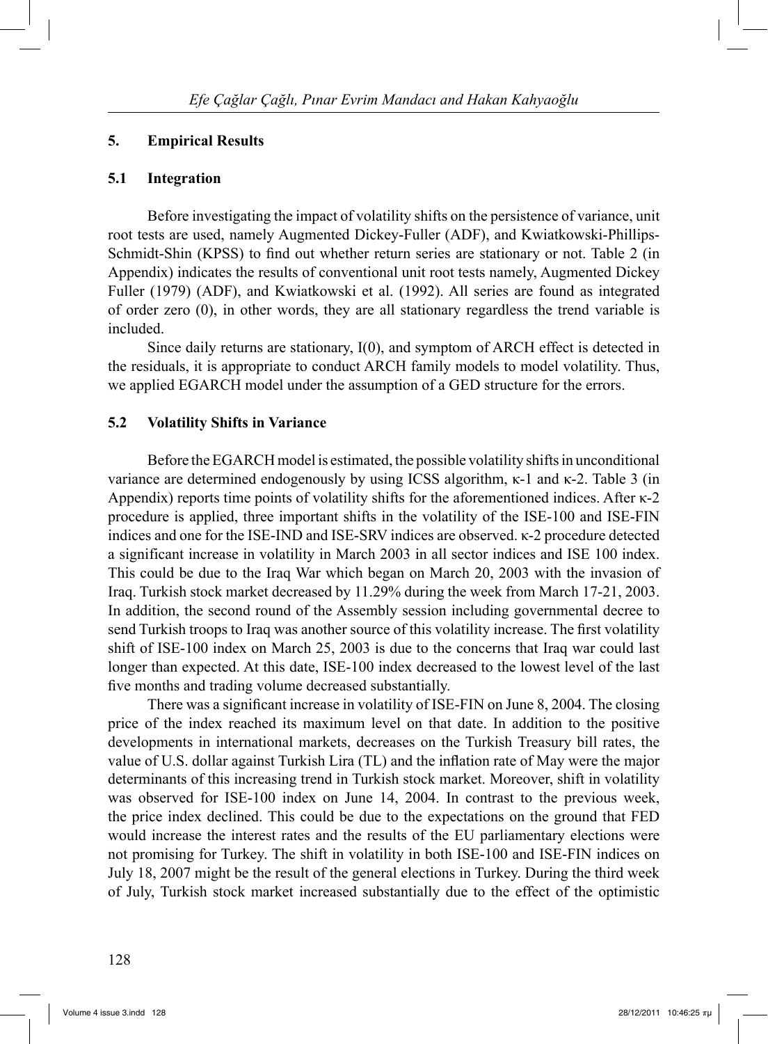## 5. Empirical Results

### 5.1 Integration

Before investigating the impact of volatility shifts on the persistence of variance, unit root tests are used, namely Augmented Dickey-Fuller (ADF), and Kwiatkowski-Phillips-Schmidt-Shin (KPSS) to find out whether return series are stationary or not. Table 2 (in Appendix) indicates the results of conventional unit root tests namely, Augmented Dickey Fuller (1979) (ADF), and Kwiatkowski et al. (1992). All series are found as integrated of order zero (0), in other words, they are all stationary regardless the trend variable is included.

Since daily returns are stationary, I(0), and symptom of ARCH effect is detected in the residuals, it is appropriate to conduct ARCH family models to model volatility. Thus, we applied EGARCH model under the assumption of a GED structure for the errors.

### 5.2 Volatility Shifts in Variance

Before the EGARCH model is estimated, the possible volatility shifts in unconditional variance are determined endogenously by using ICSS algorithm, κ-1 and κ-2. Table 3 (in Appendix) reports time points of volatility shifts for the aforementioned indices. After κ-2 procedure is applied, three important shifts in the volatility of the ISE-100 and ISE-FIN indices and one for the ISE-IND and ISE-SRV indices are observed. κ-2 procedure detected a significant increase in volatility in March 2003 in all sector indices and ISE 100 index. This could be due to the Iraq War which began on March 20, 2003 with the invasion of Iraq. Turkish stock market decreased by 11.29% during the week from March 17-21, 2003. In addition, the second round of the Assembly session including governmental decree to send Turkish troops to Iraq was another source of this volatility increase. The first volatility shift of ISE-100 index on March 25, 2003 is due to the concerns that Iraq war could last longer than expected. At this date, ISE-100 index decreased to the lowest level of the last five months and trading volume decreased substantially.

There was a significant increase in volatility of ISE-FIN on June 8, 2004. The closing price of the index reached its maximum level on that date. In addition to the positive developments in international markets, decreases on the Turkish Treasury bill rates, the value of U.S. dollar against Turkish Lira (TL) and the inflation rate of May were the major determinants of this increasing trend in Turkish stock market. Moreover, shift in volatility was observed for ISE-100 index on June 14, 2004. In contrast to the previous week, the price index declined. This could be due to the expectations on the ground that FED would increase the interest rates and the results of the EU parliamentary elections were not promising for Turkey. The shift in volatility in both ISE-100 and ISE-FIN indices on July 18, 2007 might be the result of the general elections in Turkey. During the third week of July, Turkish stock market increased substantially due to the effect of the optimistic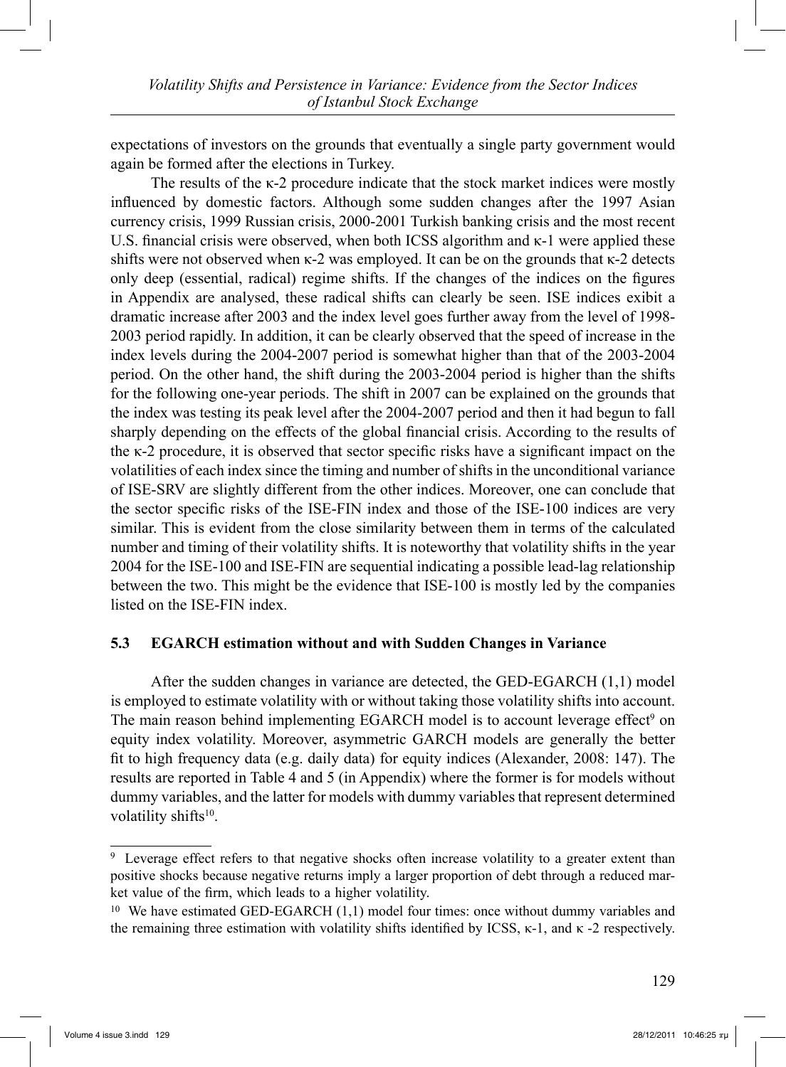expectations of investors on the grounds that eventually a single party government would again be formed after the elections in Turkey.

The results of the κ-2 procedure indicate that the stock market indices were mostly influenced by domestic factors. Although some sudden changes after the 1997 Asian currency crisis, 1999 Russian crisis, 2000-2001 Turkish banking crisis and the most recent U.S. financial crisis were observed, when both ICSS algorithm and κ-1 were applied these shifts were not observed when κ-2 was employed. It can be on the grounds that κ-2 detects only deep (essential, radical) regime shifts. If the changes of the indices on the figures in Appendix are analysed, these radical shifts can clearly be seen. ISE indices exibit a dramatic increase after 2003 and the index level goes further away from the level of 1998-2003 period rapidly. In addition, it can be clearly observed that the speed of increase in the index levels during the 2004-2007 period is somewhat higher than that of the 2003-2004 period. On the other hand, the shift during the 2003-2004 period is higher than the shifts for the following one-year periods. The shift in 2007 can be explained on the grounds that the index was testing its peak level after the 2004-2007 period and then it had begun to fall sharply depending on the effects of the global financial crisis. According to the results of the κ-2 procedure, it is observed that sector specific risks have a significant impact on the volatilities of each index since the timing and number of shifts in the unconditional variance of ISE-SRV are slightly different from the other indices. Moreover, one can conclude that the sector specific risks of the ISE-FIN index and those of the ISE-100 indices are very similar. This is evident from the close similarity between them in terms of the calculated number and timing of their volatility shifts. It is noteworthy that volatility shifts in the year 2004 for the ISE-100 and ISE-FIN are sequential indicating a possible lead-lag relationship between the two. This might be the evidence that ISE-100 is mostly led by the companies listed on the ISE-FIN index.

### 5.3 EGARCH estimation without and with Sudden Changes in Variance

After the sudden changes in variance are detected, the GED-EGARCH (1,1) model is employed to estimate volatility with or without taking those volatility shifts into account. The main reason behind implementing EGARCH model is to account leverage effect[9] on equity index volatility. Moreover, asymmetric GARCH models are generally the better fit to high frequency data (e.g. daily data) for equity indices (Alexander, 2008: 147). The results are reported in Table 4 and 5 (in Appendix) where the former is for models without dummy variables, and the latter for models with dummy variables that represent determined volatility shifts[10].

[9] Leverage effect refers to that negative shocks often increase volatility to a greater extent than positive shocks because negative returns imply a larger proportion of debt through a reduced market value of the firm, which leads to a higher volatility.

[10] We have estimated GED-EGARCH (1,1) model four times: once without dummy variables and the remaining three estimation with volatility shifts identified by ICSS, κ-1, and κ -2 respectively.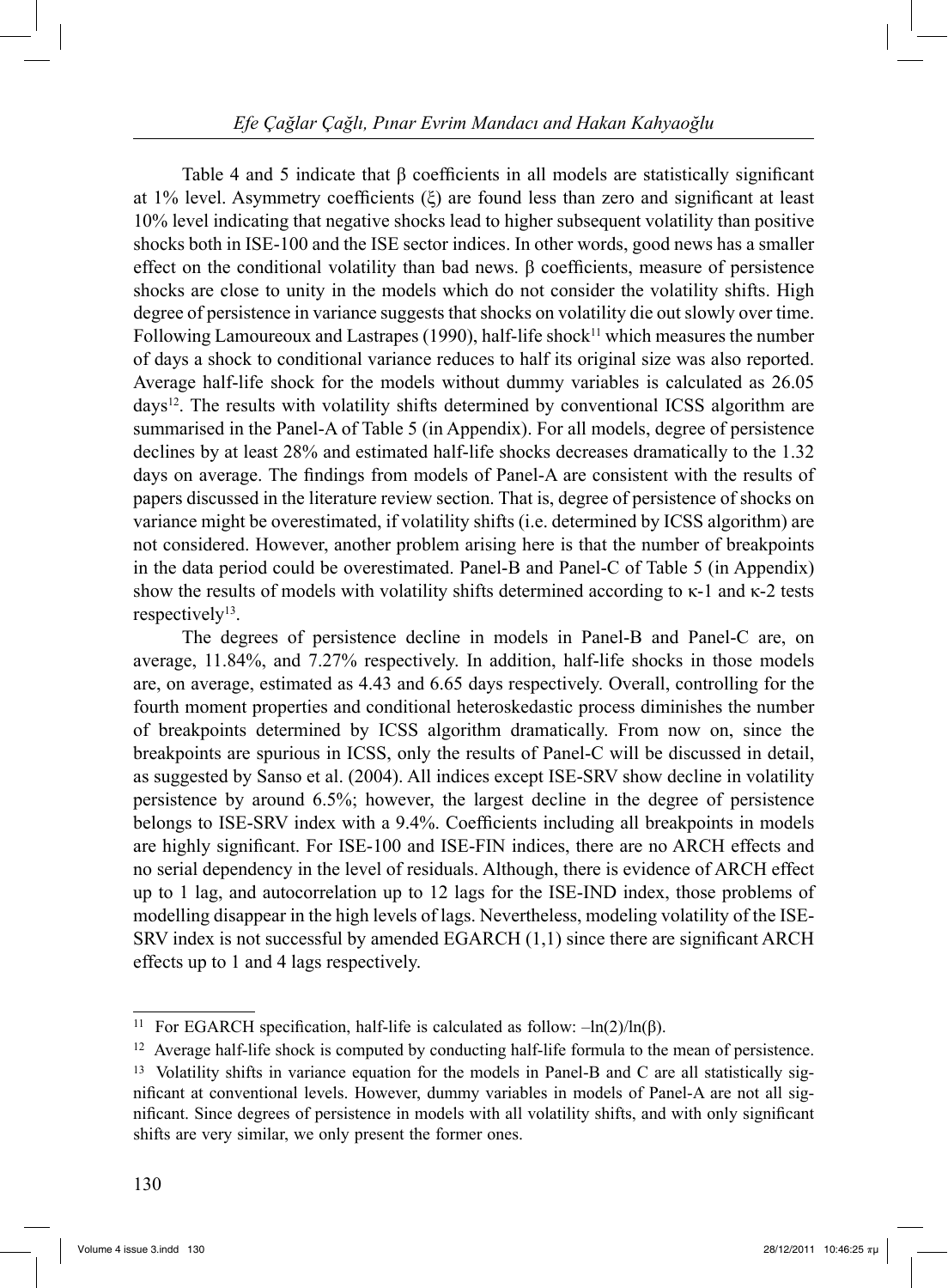Table 4 and 5 indicate that β coefficients in all models are statistically significant at 1% level. Asymmetry coefficients (ξ) are found less than zero and significant at least 10% level indicating that negative shocks lead to higher subsequent volatility than positive shocks both in ISE-100 and the ISE sector indices. In other words, good news has a smaller effect on the conditional volatility than bad news. β coefficients, measure of persistence shocks are close to unity in the models which do not consider the volatility shifts. High degree of persistence in variance suggests that shocks on volatility die out slowly over time. Following Lamoureoux and Lastrapes (1990), half-life shock[11] which measures the number of days a shock to conditional variance reduces to half its original size was also reported. Average half-life shock for the models without dummy variables is calculated as 26.05 days[12]. The results with volatility shifts determined by conventional ICSS algorithm are summarised in the Panel-A of Table 5 (in Appendix). For all models, degree of persistence declines by at least 28% and estimated half-life shocks decreases dramatically to the 1.32 days on average. The findings from models of Panel-A are consistent with the results of papers discussed in the literature review section. That is, degree of persistence of shocks on variance might be overestimated, if volatility shifts (i.e. determined by ICSS algorithm) are not considered. However, another problem arising here is that the number of breakpoints in the data period could be overestimated. Panel-B and Panel-C of Table 5 (in Appendix) show the results of models with volatility shifts determined according to κ-1 and κ-2 tests respectively[13].

The degrees of persistence decline in models in Panel-B and Panel-C are, on average, 11.84%, and 7.27% respectively. In addition, half-life shocks in those models are, on average, estimated as 4.43 and 6.65 days respectively. Overall, controlling for the fourth moment properties and conditional heteroskedastic process diminishes the number of breakpoints determined by ICSS algorithm dramatically. From now on, since the breakpoints are spurious in ICSS, only the results of Panel-C will be discussed in detail, as suggested by Sanso et al. (2004). All indices except ISE-SRV show decline in volatility persistence by around 6.5%; however, the largest decline in the degree of persistence belongs to ISE-SRV index with a 9.4%. Coefficients including all breakpoints in models are highly significant. For ISE-100 and ISE-FIN indices, there are no ARCH effects and no serial dependency in the level of residuals. Although, there is evidence of ARCH effect up to 1 lag, and autocorrelation up to 12 lags for the ISE-IND index, those problems of modelling disappear in the high levels of lags. Nevertheless, modeling volatility of the ISE-SRV index is not successful by amended EGARCH (1,1) since there are significant ARCH effects up to 1 and 4 lags respectively.

---

[11] For EGARCH specification, half-life is calculated as follow: $-\ln(2)/\ln(\beta)$.

[12] Average half-life shock is computed by conducting half-life formula to the mean of persistence.

[13] Volatility shifts in variance equation for the models in Panel-B and C are all statistically significant at conventional levels. However, dummy variables in models of Panel-A are not all significant. Since degrees of persistence in models with all volatility shifts, and with only significant shifts are very similar, we only present the former ones.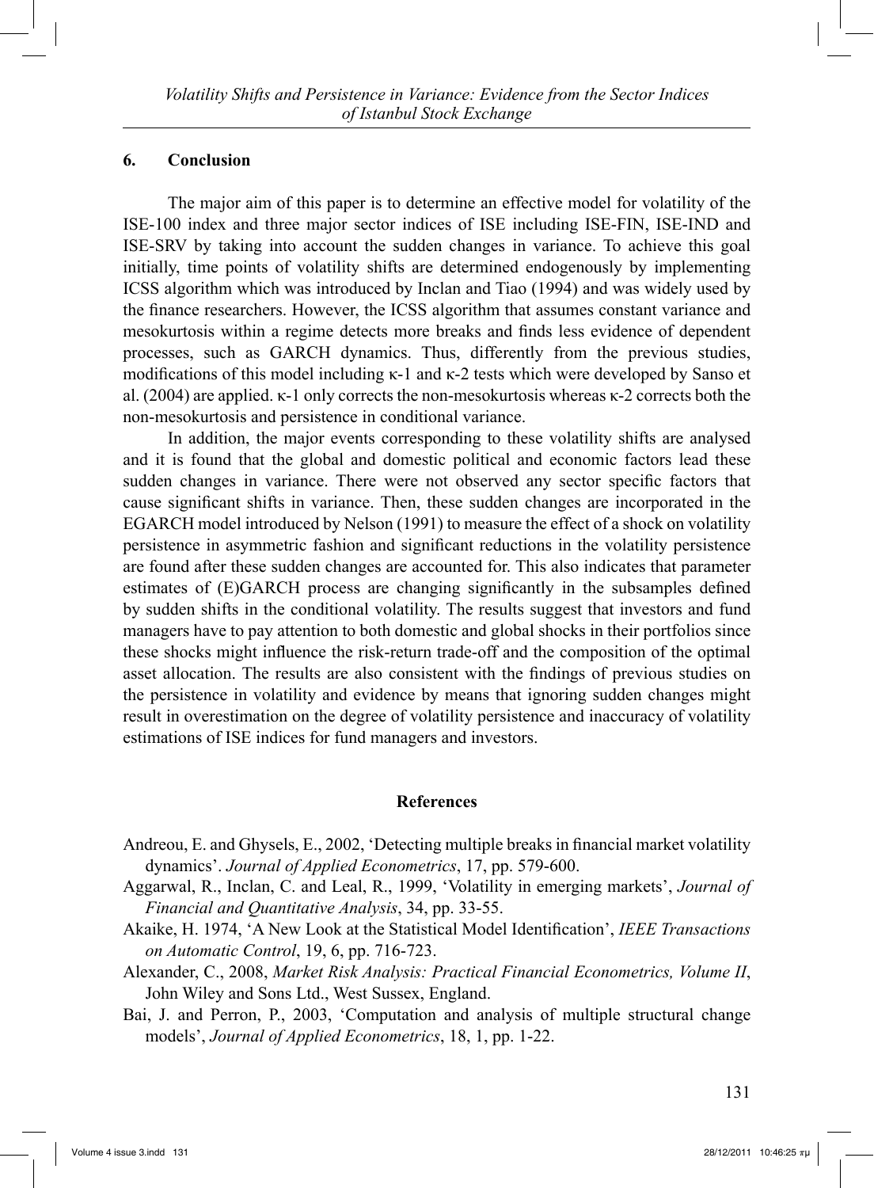## 6. Conclusion

The major aim of this paper is to determine an effective model for volatility of the ISE-100 index and three major sector indices of ISE including ISE-FIN, ISE-IND and ISE-SRV by taking into account the sudden changes in variance. To achieve this goal initially, time points of volatility shifts are determined endogenously by implementing ICSS algorithm which was introduced by Inclan and Tiao (1994) and was widely used by the finance researchers. However, the ICSS algorithm that assumes constant variance and mesokurtosis within a regime detects more breaks and finds less evidence of dependent processes, such as GARCH dynamics. Thus, differently from the previous studies, modifications of this model including κ-1 and κ-2 tests which were developed by Sanso et al. (2004) are applied. κ-1 only corrects the non-mesokurtosis whereas κ-2 corrects both the non-mesokurtosis and persistence in conditional variance.

In addition, the major events corresponding to these volatility shifts are analysed and it is found that the global and domestic political and economic factors lead these sudden changes in variance. There were not observed any sector specific factors that cause significant shifts in variance. Then, these sudden changes are incorporated in the EGARCH model introduced by Nelson (1991) to measure the effect of a shock on volatility persistence in asymmetric fashion and significant reductions in the volatility persistence are found after these sudden changes are accounted for. This also indicates that parameter estimates of (E)GARCH process are changing significantly in the subsamples defined by sudden shifts in the conditional volatility. The results suggest that investors and fund managers have to pay attention to both domestic and global shocks in their portfolios since these shocks might influence the risk-return trade-off and the composition of the optimal asset allocation. The results are also consistent with the findings of previous studies on the persistence in volatility and evidence by means that ignoring sudden changes might result in overestimation on the degree of volatility persistence and inaccuracy of volatility estimations of ISE indices for fund managers and investors.

## References

Andreou, E. and Ghysels, E., 2002, 'Detecting multiple breaks in financial market volatility dynamics'. *Journal of Applied Econometrics*, 17, pp. 579-600.

Aggarwal, R., Inclan, C. and Leal, R., 1999, 'Volatility in emerging markets', *Journal of Financial and Quantitative Analysis*, 34, pp. 33-55.

Akaike, H. 1974, 'A New Look at the Statistical Model Identification', *IEEE Transactions on Automatic Control*, 19, 6, pp. 716-723.

Alexander, C., 2008, *Market Risk Analysis: Practical Financial Econometrics, Volume II*, John Wiley and Sons Ltd., West Sussex, England.

Bai, J. and Perron, P., 2003, 'Computation and analysis of multiple structural change models', *Journal of Applied Econometrics*, 18, 1, pp. 1-22.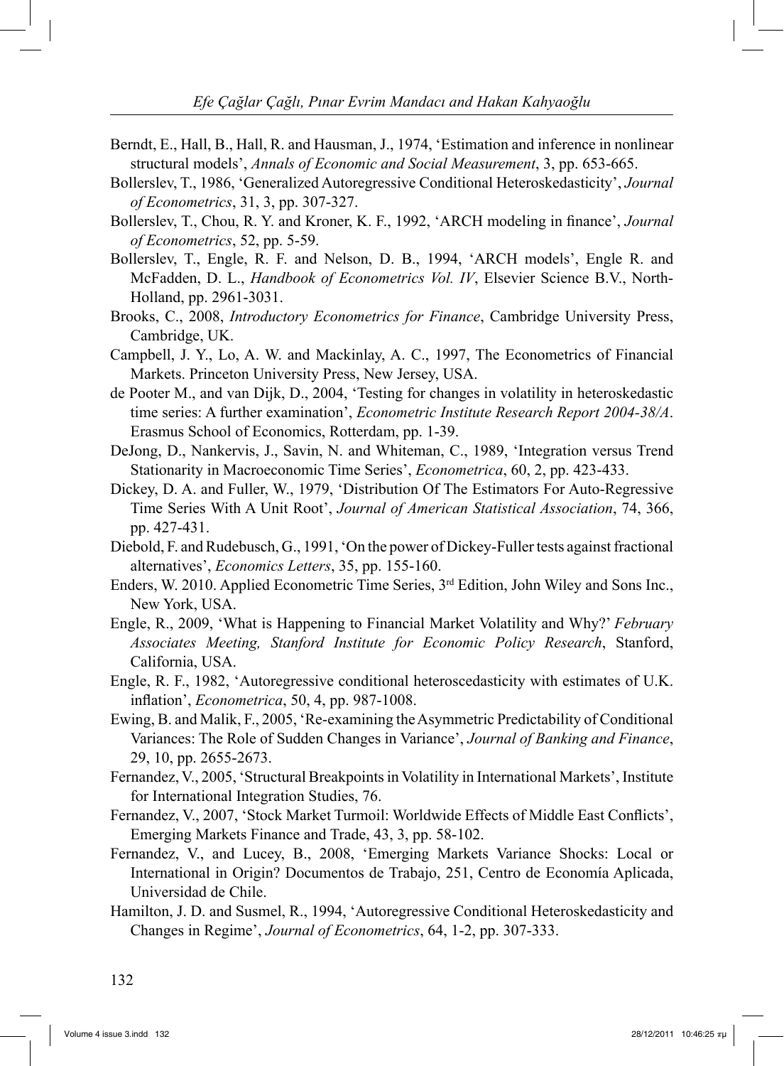Berndt, E., Hall, B., Hall, R. and Hausman, J., 1974, 'Estimation and inference in nonlinear structural models', *Annals of Economic and Social Measurement*, 3, pp. 653-665.

Bollerslev, T., 1986, 'Generalized Autoregressive Conditional Heteroskedasticity', *Journal of Econometrics*, 31, 3, pp. 307-327.

Bollerslev, T., Chou, R. Y. and Kroner, K. F., 1992, 'ARCH modeling in finance', *Journal of Econometrics*, 52, pp. 5-59.

Bollerslev, T., Engle, R. F. and Nelson, D. B., 1994, 'ARCH models', Engle R. and McFadden, D. L., *Handbook of Econometrics Vol. IV*, Elsevier Science B.V., North-Holland, pp. 2961-3031.

Brooks, C., 2008, *Introductory Econometrics for Finance*, Cambridge University Press, Cambridge, UK.

Campbell, J. Y., Lo, A. W. and Mackinlay, A. C., 1997, The Econometrics of Financial Markets. Princeton University Press, New Jersey, USA.

de Pooter M., and van Dijk, D., 2004, 'Testing for changes in volatility in heteroskedastic time series: A further examination', *Econometric Institute Research Report 2004-38/A*. Erasmus School of Economics, Rotterdam, pp. 1-39.

DeJong, D., Nankervis, J., Savin, N. and Whiteman, C., 1989, 'Integration versus Trend Stationarity in Macroeconomic Time Series', *Econometrica*, 60, 2, pp. 423-433.

Dickey, D. A. and Fuller, W., 1979, 'Distribution Of The Estimators For Auto-Regressive Time Series With A Unit Root', *Journal of American Statistical Association*, 74, 366, pp. 427-431.

Diebold, F. and Rudebusch, G., 1991, 'On the power of Dickey-Fuller tests against fractional alternatives', *Economics Letters*, 35, pp. 155-160.

Enders, W. 2010. Applied Econometric Time Series, 3rd Edition, John Wiley and Sons Inc., New York, USA.

Engle, R., 2009, 'What is Happening to Financial Market Volatility and Why?' *February Associates Meeting, Stanford Institute for Economic Policy Research*, Stanford, California, USA.

Engle, R. F., 1982, 'Autoregressive conditional heteroscedasticity with estimates of U.K. inflation', *Econometrica*, 50, 4, pp. 987-1008.

Ewing, B. and Malik, F., 2005, 'Re-examining the Asymmetric Predictability of Conditional Variances: The Role of Sudden Changes in Variance', *Journal of Banking and Finance*, 29, 10, pp. 2655-2673.

Fernandez, V., 2005, 'Structural Breakpoints in Volatility in International Markets', Institute for International Integration Studies, 76.

Fernandez, V., 2007, 'Stock Market Turmoil: Worldwide Effects of Middle East Conflicts', Emerging Markets Finance and Trade, 43, 3, pp. 58-102.

Fernandez, V., and Lucey, B., 2008, 'Emerging Markets Variance Shocks: Local or International in Origin? Documentos de Trabajo, 251, Centro de Economía Aplicada, Universidad de Chile.

Hamilton, J. D. and Susmel, R., 1994, 'Autoregressive Conditional Heteroskedasticity and Changes in Regime', *Journal of Econometrics*, 64, 1-2, pp. 307-333.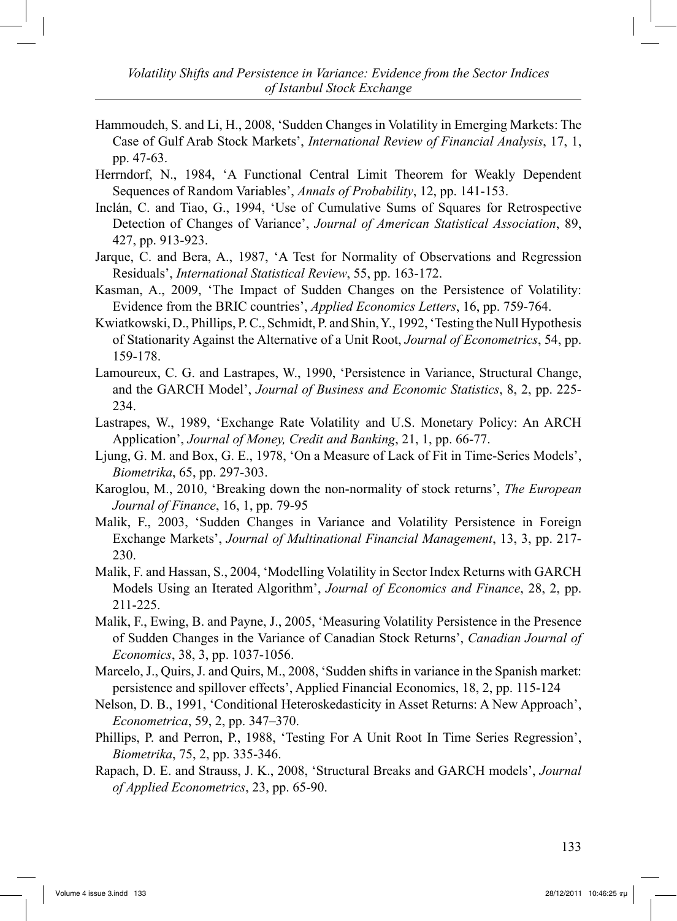Hammoudeh, S. and Li, H., 2008, 'Sudden Changes in Volatility in Emerging Markets: The Case of Gulf Arab Stock Markets', *International Review of Financial Analysis*, 17, 1, pp. 47-63.

Herrndorf, N., 1984, 'A Functional Central Limit Theorem for Weakly Dependent Sequences of Random Variables', *Annals of Probability*, 12, pp. 141-153.

Inclán, C. and Tiao, G., 1994, 'Use of Cumulative Sums of Squares for Retrospective Detection of Changes of Variance', *Journal of American Statistical Association*, 89, 427, pp. 913-923.

Jarque, C. and Bera, A., 1987, 'A Test for Normality of Observations and Regression Residuals', *International Statistical Review*, 55, pp. 163-172.

Kasman, A., 2009, 'The Impact of Sudden Changes on the Persistence of Volatility: Evidence from the BRIC countries', *Applied Economics Letters*, 16, pp. 759-764.

Kwiatkowski, D., Phillips, P. C., Schmidt, P. and Shin, Y., 1992, 'Testing the Null Hypothesis of Stationarity Against the Alternative of a Unit Root, *Journal of Econometrics*, 54, pp. 159-178.

Lamoureux, C. G. and Lastrapes, W., 1990, 'Persistence in Variance, Structural Change, and the GARCH Model', *Journal of Business and Economic Statistics*, 8, 2, pp. 225-234.

Lastrapes, W., 1989, 'Exchange Rate Volatility and U.S. Monetary Policy: An ARCH Application', *Journal of Money, Credit and Banking*, 21, 1, pp. 66-77.

Ljung, G. M. and Box, G. E., 1978, 'On a Measure of Lack of Fit in Time-Series Models', *Biometrika*, 65, pp. 297-303.

Karoglou, M., 2010, 'Breaking down the non-normality of stock returns', *The European Journal of Finance*, 16, 1, pp. 79-95

Malik, F., 2003, 'Sudden Changes in Variance and Volatility Persistence in Foreign Exchange Markets', *Journal of Multinational Financial Management*, 13, 3, pp. 217-230.

Malik, F. and Hassan, S., 2004, 'Modelling Volatility in Sector Index Returns with GARCH Models Using an Iterated Algorithm', *Journal of Economics and Finance*, 28, 2, pp. 211-225.

Malik, F., Ewing, B. and Payne, J., 2005, 'Measuring Volatility Persistence in the Presence of Sudden Changes in the Variance of Canadian Stock Returns', *Canadian Journal of Economics*, 38, 3, pp. 1037-1056.

Marcelo, J., Quirs, J. and Quirs, M., 2008, 'Sudden shifts in variance in the Spanish market: persistence and spillover effects', Applied Financial Economics, 18, 2, pp. 115-124

Nelson, D. B., 1991, 'Conditional Heteroskedasticity in Asset Returns: A New Approach', *Econometrica*, 59, 2, pp. 347–370.

Phillips, P. and Perron, P., 1988, 'Testing For A Unit Root In Time Series Regression', *Biometrika*, 75, 2, pp. 335-346.

Rapach, D. E. and Strauss, J. K., 2008, 'Structural Breaks and GARCH models', *Journal of Applied Econometrics*, 23, pp. 65-90.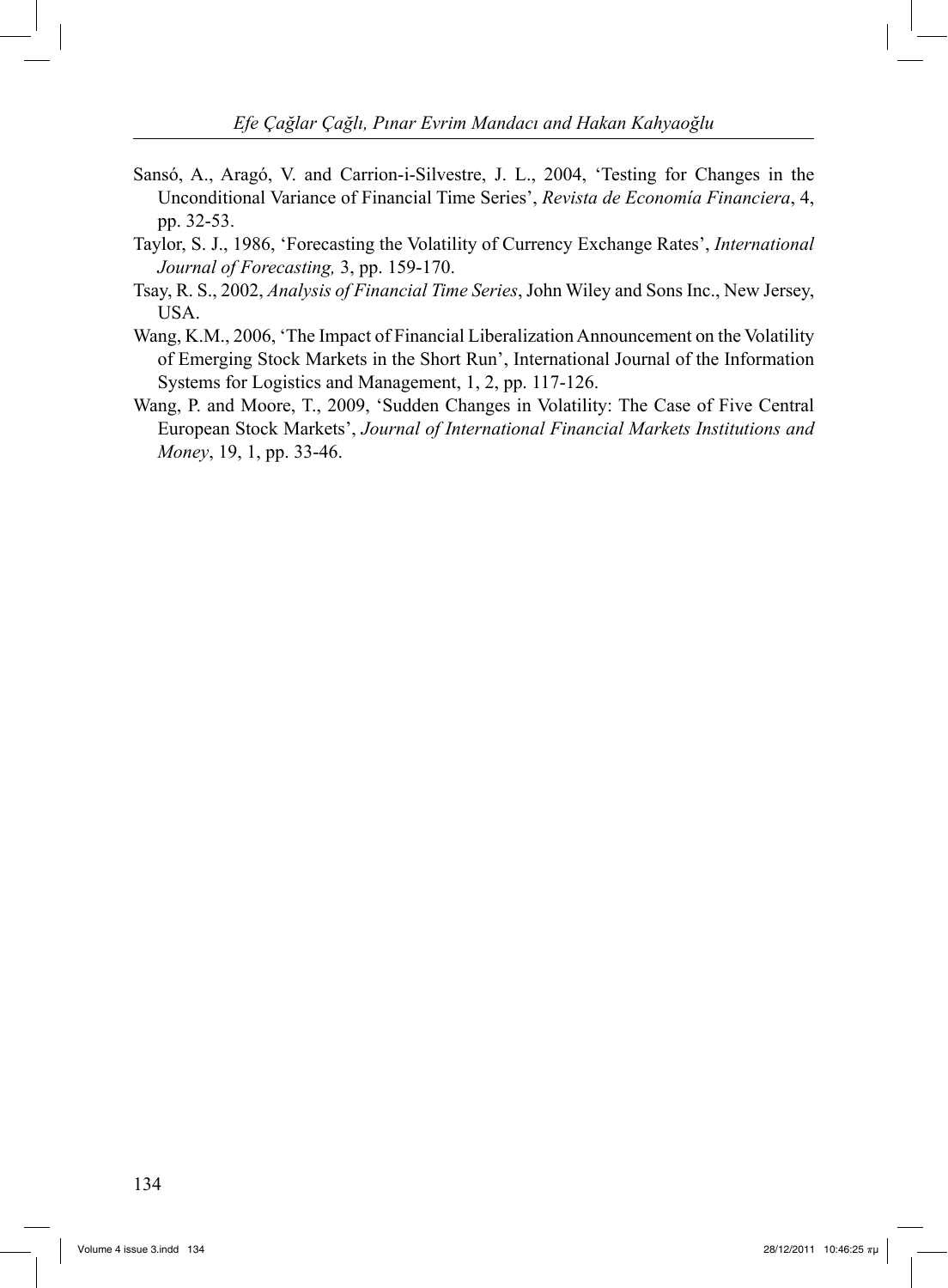Sansó, A., Aragó, V. and Carrion-i-Silvestre, J. L., 2004, 'Testing for Changes in the Unconditional Variance of Financial Time Series', *Revista de Economía Financiera*, 4, pp. 32-53.

Taylor, S. J., 1986, 'Forecasting the Volatility of Currency Exchange Rates', *International Journal of Forecasting,* 3, pp. 159-170.

Tsay, R. S., 2002, *Analysis of Financial Time Series*, John Wiley and Sons Inc., New Jersey, USA.

Wang, K.M., 2006, 'The Impact of Financial Liberalization Announcement on the Volatility of Emerging Stock Markets in the Short Run', International Journal of the Information Systems for Logistics and Management, 1, 2, pp. 117-126.

Wang, P. and Moore, T., 2009, 'Sudden Changes in Volatility: The Case of Five Central European Stock Markets', *Journal of International Financial Markets Institutions and Money*, 19, 1, pp. 33-46.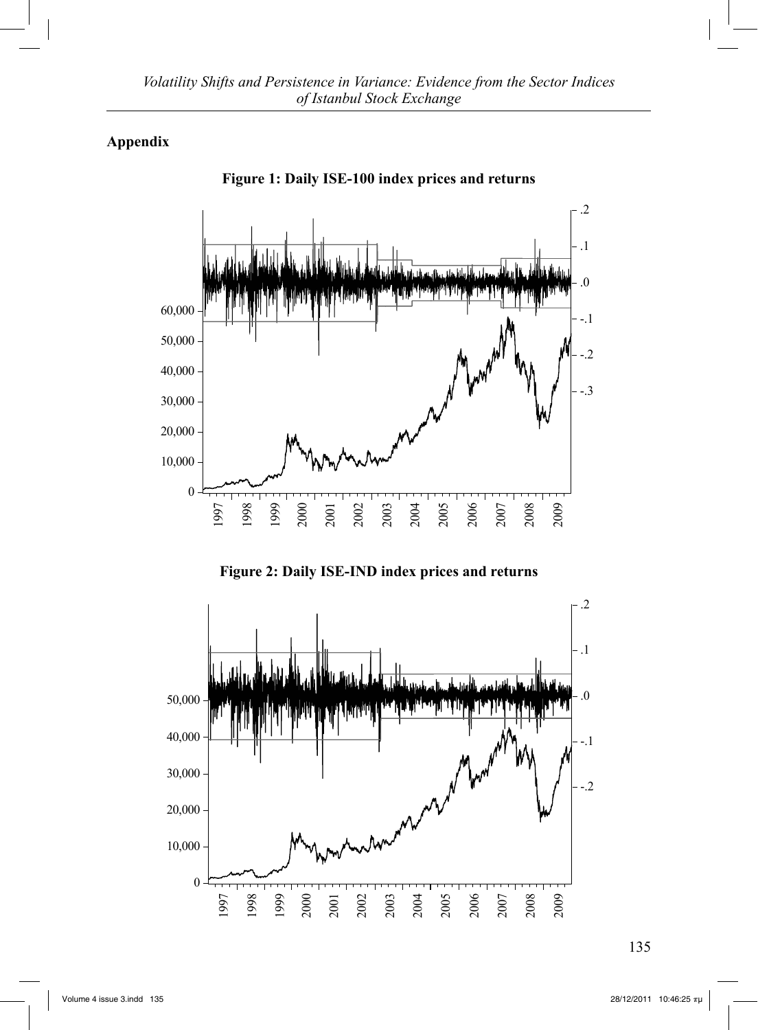## Appendix

**Figure 1: Daily ISE-100 index prices and returns**

**Figure 2: Daily ISE-IND index prices and returns**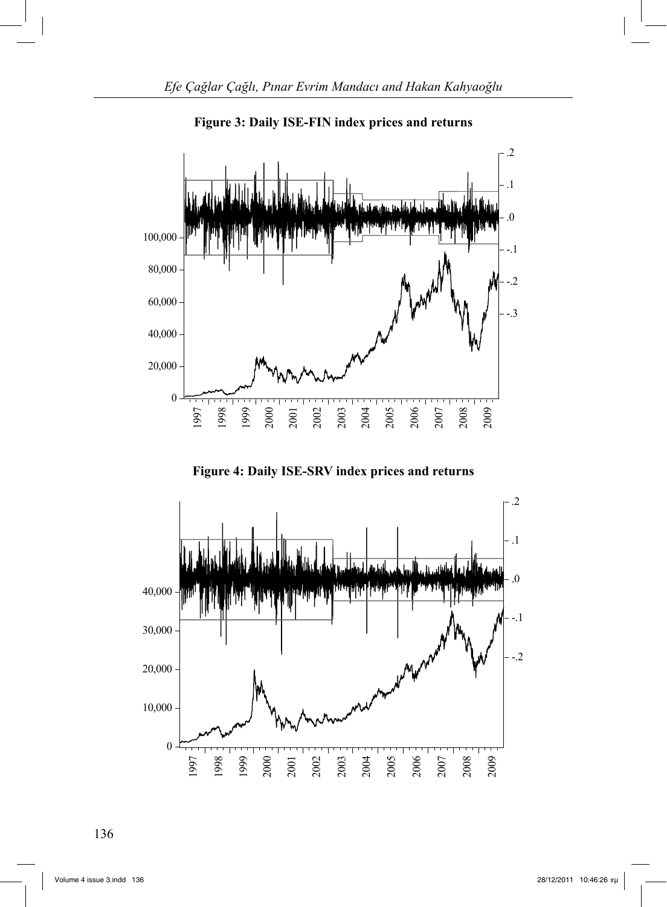**Figure 3: Daily ISE-FIN index prices and returns**

**Figure 4: Daily ISE-SRV index prices and returns**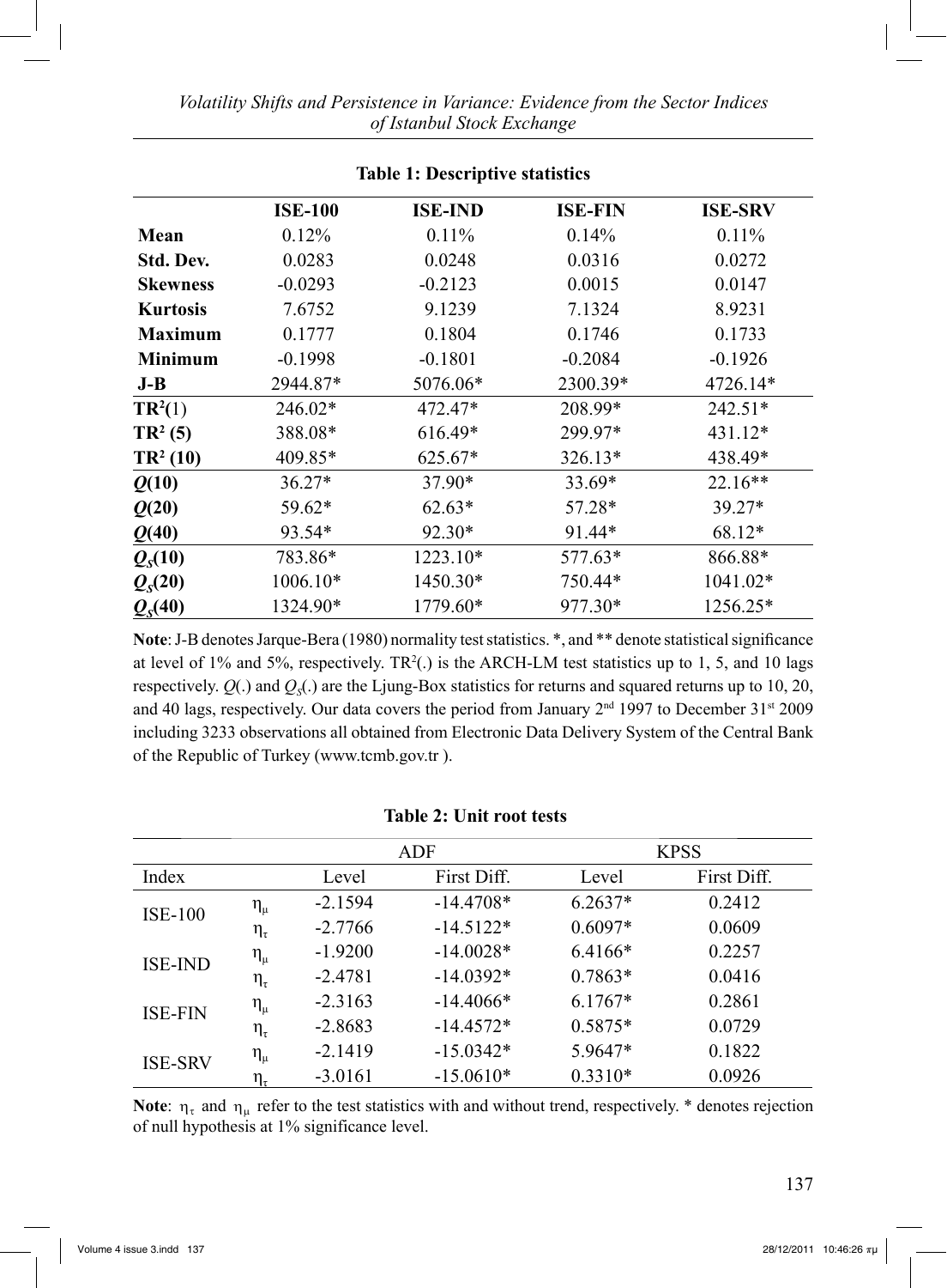**Table 1: Descriptive statistics**

| | ISE-100 | ISE-IND | ISE-FIN | ISE-SRV |
|---|---|---|---|---|
| **Mean** | 0.12% | 0.11% | 0.14% | 0.11% |
| **Std. Dev.** | 0.0283 | 0.0248 | 0.0316 | 0.0272 |
| **Skewness** | -0.0293 | -0.2123 | 0.0015 | 0.0147 |
| **Kurtosis** | 7.6752 | 9.1239 | 7.1324 | 8.9231 |
| **Maximum** | 0.1777 | 0.1804 | 0.1746 | 0.1733 |
| **Minimum** | -0.1998 | -0.1801 | -0.2084 | -0.1926 |
| **J-B** | 2944.87* | 5076.06* | 2300.39* | 4726.14* |
| $TR^2(1)$ | 246.02* | 472.47* | 208.99* | 242.51* |
| $TR^2(5)$ | 388.08* | 616.49* | 299.97* | 431.12* |
| $TR^2(10)$ | 409.85* | 625.67* | 326.13* | 438.49* |
| $Q(10)$ | 36.27* | 37.90* | 33.69* | 22.16** |
| $Q(20)$ | 59.62* | 62.63* | 57.28* | 39.27* |
| $Q(40)$ | 93.54* | 92.30* | 91.44* | 68.12* |
| $Q_S(10)$ | 783.86* | 1223.10* | 577.63* | 866.88* |
| $Q_S(20)$ | 1006.10* | 1450.30* | 750.44* | 1041.02* |
| $Q_S(40)$ | 1324.90* | 1779.60* | 977.30* | 1256.25* |

**Note**: J-B denotes Jarque-Bera (1980) normality test statistics. *, and ** denote statistical significance at level of 1% and 5%, respectively. $TR^2(.)$ is the ARCH-LM test statistics up to 1, 5, and 10 lags respectively. $Q(.)$ and $Q_S(.)$ are the Ljung-Box statistics for returns and squared returns up to 10, 20, and 40 lags, respectively. Our data covers the period from January 2nd 1997 to December 31st 2009 including 3233 observations all obtained from Electronic Data Delivery System of the Central Bank of the Republic of Turkey (www.tcmb.gov.tr ).

**Table 2: Unit root tests**

| | | ADF | | KPSS | |
|---|---|---|---|---|---|
| Index | | Level | First Diff. | Level | First Diff. |
| ISE-100 | $\eta_\mu$ | -2.1594 | -14.4708* | 6.2637* | 0.2412 |
| | $\eta_\tau$ | -2.7766 | -14.5122* | 0.6097* | 0.0609 |
| ISE-IND | $\eta_\mu$ | -1.9200 | -14.0028* | 6.4166* | 0.2257 |
| | $\eta_\tau$ | -2.4781 | -14.0392* | 0.7863* | 0.0416 |
| ISE-FIN | $\eta_\mu$ | -2.3163 | -14.4066* | 6.1767* | 0.2861 |
| | $\eta_\tau$ | -2.8683 | -14.4572* | 0.5875* | 0.0729 |
| ISE-SRV | $\eta_\mu$ | -2.1419 | -15.0342* | 5.9647* | 0.1822 |
| | $\eta_\tau$ | -3.0161 | -15.0610* | 0.3310* | 0.0926 |

**Note**: $\eta_\tau$ and $\eta_\mu$ refer to the test statistics with and without trend, respectively. * denotes rejection of null hypothesis at 1% significance level.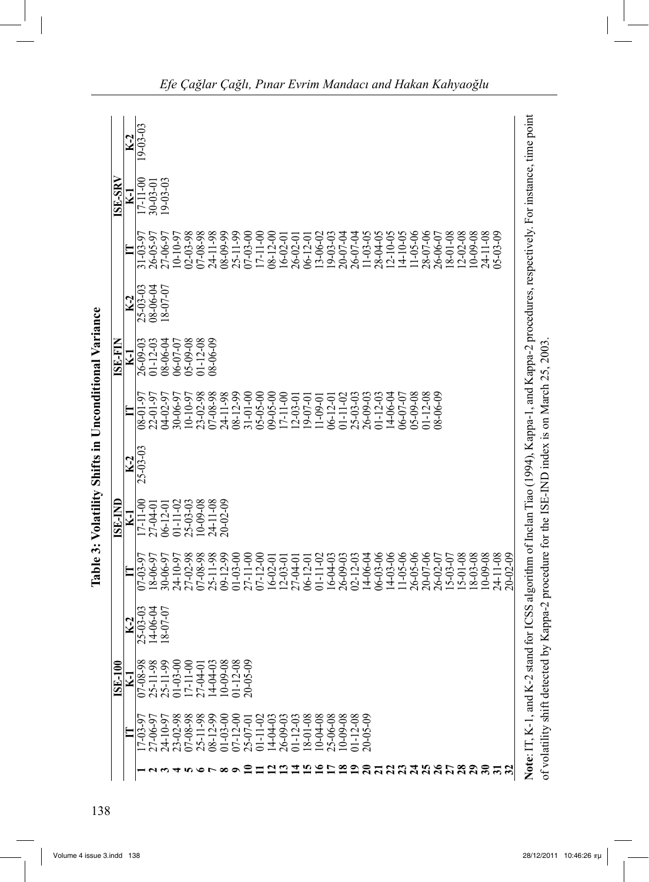**Table 3: Volatility Shifts in Unconditional Variance**

| | ISE-100 | | | ISE-IND | | | ISE-FIN | | | ISE-SRV | | |
|---|---|---|---|---|---|---|---|---|---|---|---|---|
| | IT | K-1 | K-2 | IT | K-1 | K-2 | IT | K-1 | K-2 | IT | K-1 | K-2 |
| **1** | 17-03-97 | 07-08-98 | 25-03-03 | 07-03-97 | 17-11-00 | 25-03-03 | 08-01-97 | 26-09-03 | 25-03-03 | 31-03-97 | 17-11-00 | 19-03-03 |
| **2** | 27-06-97 | 25-11-98 | 14-06-04 | 18-06-97 | 27-04-01 | | 22-01-97 | 01-12-03 | 08-06-04 | 26-05-97 | 30-03-01 | |
| **3** | 24-10-97 | 25-11-99 | 18-07-07 | 30-06-97 | 06-12-01 | | 04-02-97 | 08-06-04 | 18-07-07 | 27-06-97 | 19-03-03 | |
| **4** | 23-02-98 | 01-03-00 | | 24-10-97 | 01-11-02 | | 30-06-97 | 06-07-07 | | 10-10-97 | | |
| **5** | 07-08-98 | 17-11-00 | | 27-02-98 | 25-03-03 | | 10-10-97 | 05-09-08 | | 02-03-98 | | |
| **6** | 25-11-98 | 27-04-01 | | 07-08-98 | 10-09-08 | | 23-02-98 | 01-12-08 | | 07-08-98 | | |
| **7** | 08-12-99 | 14-04-03 | | 25-11-98 | 24-11-08 | | 07-08-98 | 08-06-09 | | 24-11-98 | | |
| **8** | 01-03-00 | 10-09-08 | | 09-12-99 | 20-02-09 | | 24-11-98 | | | 08-09-99 | | |
| **9** | 07-12-00 | 01-12-08 | | 01-03-00 | | | 08-12-99 | | | 25-11-99 | | |
| **10** | 25-07-01 | 20-05-09 | | 27-11-00 | | | 31-01-00 | | | 07-03-00 | | |
| **11** | 01-11-02 | | | 07-12-00 | | | 05-05-00 | | | 17-11-00 | | |
| **12** | 14-04-03 | | | 16-02-01 | | | 09-05-00 | | | 08-12-00 | | |
| **13** | 26-09-03 | | | 12-03-01 | | | 17-11-00 | | | 16-02-01 | | |
| **14** | 01-12-03 | | | 27-04-01 | | | 12-03-01 | | | 26-02-01 | | |
| **15** | 18-01-08 | | | 06-12-01 | | | 19-07-01 | | | 06-12-01 | | |
| **16** | 10-04-08 | | | 01-11-02 | | | 11-09-01 | | | 13-06-02 | | |
| **17** | 25-06-08 | | | 16-04-03 | | | 06-12-01 | | | 19-03-03 | | |
| **18** | 10-09-08 | | | 26-09-03 | | | 01-11-02 | | | 20-07-04 | | |
| **19** | 01-12-08 | | | 02-12-03 | | | 25-03-03 | | | 26-07-04 | | |
| **20** | 20-05-09 | | | 14-06-04 | | | 26-09-03 | | | 11-03-05 | | |
| **21** | | | | 06-03-06 | | | 01-12-03 | | | 28-04-05 | | |
| **22** | | | | 14-03-06 | | | 14-06-04 | | | 12-10-05 | | |
| **23** | | | | 11-05-06 | | | 06-07-07 | | | 14-10-05 | | |
| **24** | | | | 26-05-06 | | | 05-09-08 | | | 11-05-06 | | |
| **25** | | | | 20-07-06 | | | 01-12-08 | | | 28-07-06 | | |
| **26** | | | | 26-02-07 | | | 08-06-09 | | | 26-06-07 | | |
| **27** | | | | 15-03-07 | | | | | | 18-01-08 | | |
| **28** | | | | 15-01-08 | | | | | | 12-02-08 | | |
| **29** | | | | 18-03-08 | | | | | | 10-09-08 | | |
| **30** | | | | 10-09-08 | | | | | | 24-11-08 | | |
| **31** | | | | 24-11-08 | | | | | | 05-03-09 | | |
| **32** | | | | 20-02-09 | | | | | | | | |

**Note**: IT, K-1, and K-2 stand for ICSS algorithm of Inclan Tiao (1994), Kappa-1, and Kappa-2 procedures, respectively. For instance, time point of volatility shift detected by Kappa-2 procedure for the ISE-IND index is on March 25, 2003.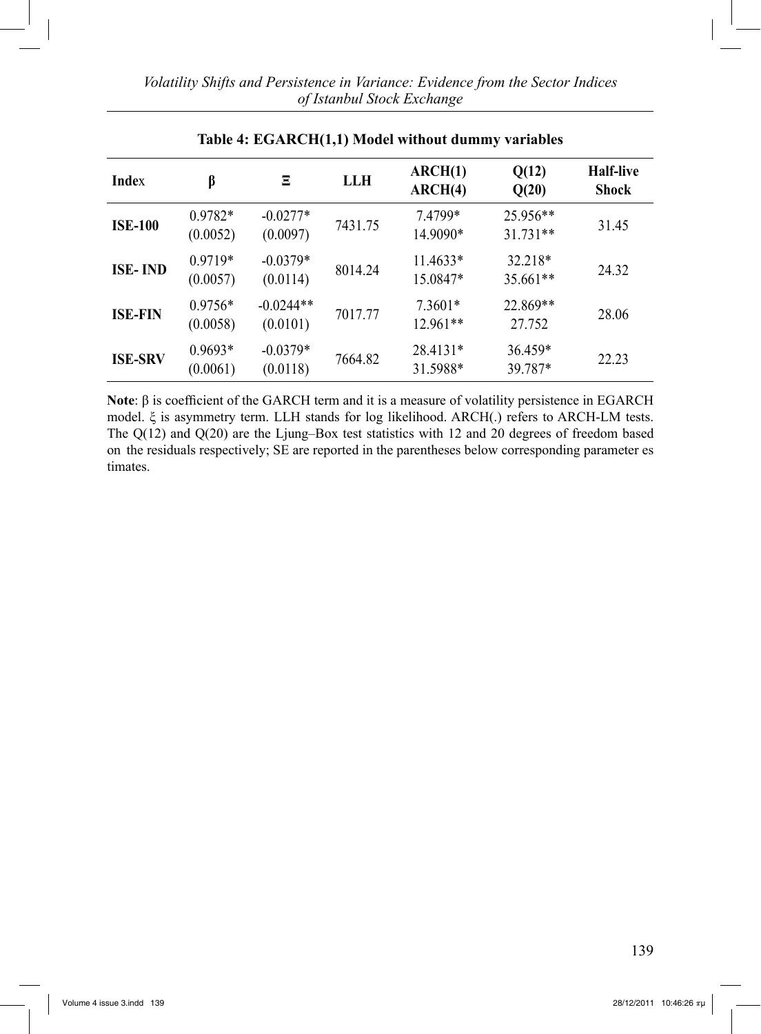**Table 4: EGARCH(1,1) Model without dummy variables**

| Index | β | Ξ | LLH | ARCH(1) ARCH(4) | Q(12) Q(20) | Half-live Shock |
|---|---|---|---|---|---|---|
| **ISE-100** | 0.9782* (0.0052) | -0.0277* (0.0097) | 7431.75 | 7.4799* 14.9090* | 25.956** 31.731** | 31.45 |
| **ISE- IND** | 0.9719* (0.0057) | -0.0379* (0.0114) | 8014.24 | 11.4633* 15.0847* | 32.218* 35.661** | 24.32 |
| **ISE-FIN** | 0.9756* (0.0058) | -0.0244** (0.0101) | 7017.77 | 7.3601* 12.961** | 22.869** 27.752 | 28.06 |
| **ISE-SRV** | 0.9693* (0.0061) | -0.0379* (0.0118) | 7664.82 | 28.4131* 31.5988* | 36.459* 39.787* | 22.23 |

**Note**: β is coefficient of the GARCH term and it is a measure of volatility persistence in EGARCH model. ξ is asymmetry term. LLH stands for log likelihood. ARCH(.) refers to ARCH-LM tests. The Q(12) and Q(20) are the Ljung–Box test statistics with 12 and 20 degrees of freedom based on the residuals respectively; SE are reported in the parentheses below corresponding parameter estimates.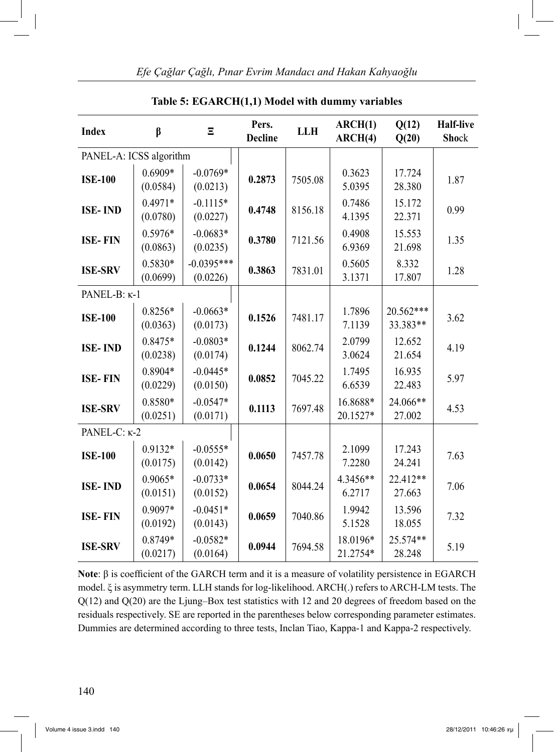**Table 5: EGARCH(1,1) Model with dummy variables**

| Index | β | Ξ | Pers. Decline | LLH | ARCH(1)<br>ARCH(4) | Q(12)<br>Q(20) | Half-live Shock |
|---|---|---|---|---|---|---|---|
| PANEL-A: ICSS algorithm | | | | | | | |
| **ISE-100** | 0.6909*<br>(0.0584) | -0.0769*<br>(0.0213) | **0.2873** | 7505.08 | 0.3623<br>5.0395 | 17.724<br>28.380 | 1.87 |
| **ISE- IND** | 0.4971*<br>(0.0780) | -0.1115*<br>(0.0227) | **0.4748** | 8156.18 | 0.7486<br>4.1395 | 15.172<br>22.371 | 0.99 |
| **ISE- FIN** | 0.5976*<br>(0.0863) | -0.0683*<br>(0.0235) | **0.3780** | 7121.56 | 0.4908<br>6.9369 | 15.553<br>21.698 | 1.35 |
| **ISE-SRV** | 0.5830*<br>(0.0699) | -0.0395***<br>(0.0226) | **0.3863** | 7831.01 | 0.5605<br>3.1371 | 8.332<br>17.807 | 1.28 |
| PANEL-B: κ-1 | | | | | | | |
| **ISE-100** | 0.8256*<br>(0.0363) | -0.0663*<br>(0.0173) | **0.1526** | 7481.17 | 1.7896<br>7.1139 | 20.562***<br>33.383** | 3.62 |
| **ISE- IND** | 0.8475*<br>(0.0238) | -0.0803*<br>(0.0174) | **0.1244** | 8062.74 | 2.0799<br>3.0624 | 12.652<br>21.654 | 4.19 |
| **ISE- FIN** | 0.8904*<br>(0.0229) | -0.0445*<br>(0.0150) | **0.0852** | 7045.22 | 1.7495<br>6.6539 | 16.935<br>22.483 | 5.97 |
| **ISE-SRV** | 0.8580*<br>(0.0251) | -0.0547*<br>(0.0171) | **0.1113** | 7697.48 | 16.8688*<br>20.1527* | 24.066**<br>27.002 | 4.53 |
| PANEL-C: κ-2 | | | | | | | |
| **ISE-100** | 0.9132*<br>(0.0175) | -0.0555*<br>(0.0142) | **0.0650** | 7457.78 | 2.1099<br>7.2280 | 17.243<br>24.241 | 7.63 |
| **ISE- IND** | 0.9065*<br>(0.0151) | -0.0733*<br>(0.0152) | **0.0654** | 8044.24 | 4.3456**<br>6.2717 | 22.412**<br>27.663 | 7.06 |
| **ISE- FIN** | 0.9097*<br>(0.0192) | -0.0451*<br>(0.0143) | **0.0659** | 7040.86 | 1.9942<br>5.1528 | 13.596<br>18.055 | 7.32 |
| **ISE-SRV** | 0.8749*<br>(0.0217) | -0.0582*<br>(0.0164) | **0.0944** | 7694.58 | 18.0196*<br>21.2754* | 25.574**<br>28.248 | 5.19 |

**Note**: β is coefficient of the GARCH term and it is a measure of volatility persistence in EGARCH model. ξ is asymmetry term. LLH stands for log-likelihood. ARCH(.) refers to ARCH-LM tests. The Q(12) and Q(20) are the Ljung–Box test statistics with 12 and 20 degrees of freedom based on the residuals respectively. SE are reported in the parentheses below corresponding parameter estimates. Dummies are determined according to three tests, Inclan Tiao, Kappa-1 and Kappa-2 respectively.